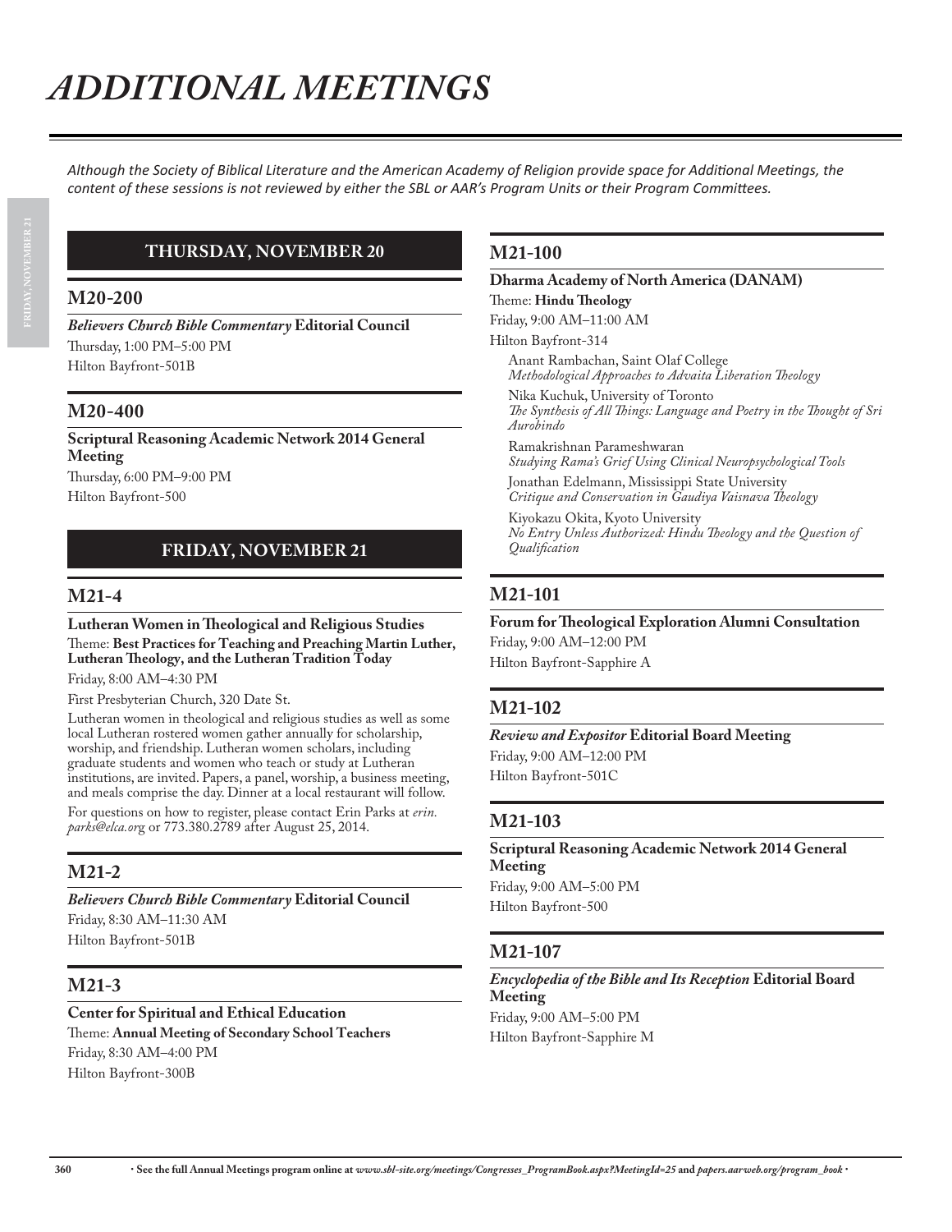# ADDITIONAL MEETINGS

*Although the Society of Biblical Literature and the American Academy of Religion provide space for Additional Meetings, the content of these sessions is not reviewed by either the SBL or AAR's Program Units or their Program Committees.*

## THURSDAY, NOVEMBER 20

### M20-200

***Believers Church Bible Commentary* Editorial Council**
Thursday, 1:00 PM–5:00 PM
Hilton Bayfront-501B

### M20-400

**Scriptural Reasoning Academic Network 2014 General Meeting**
Thursday, 6:00 PM–9:00 PM
Hilton Bayfront-500

## FRIDAY, NOVEMBER 21

### M21-4

**Lutheran Women in Theological and Religious Studies**
Theme: **Best Practices for Teaching and Preaching Martin Luther, Lutheran Theology, and the Lutheran Tradition Today**
Friday, 8:00 AM–4:30 PM
First Presbyterian Church, 320 Date St.

Lutheran women in theological and religious studies as well as some local Lutheran rostered women gather annually for scholarship, worship, and friendship. Lutheran women scholars, including graduate students and women who teach or study at Lutheran institutions, are invited. Papers, a panel, worship, a business meeting, and meals comprise the day. Dinner at a local restaurant will follow.

For questions on how to register, please contact Erin Parks at *erin.parks@elca.org* or 773.380.2789 after August 25, 2014.

### M21-2

***Believers Church Bible Commentary* Editorial Council**
Friday, 8:30 AM–11:30 AM
Hilton Bayfront-501B

### M21-3

**Center for Spiritual and Ethical Education**
Theme: **Annual Meeting of Secondary School Teachers**
Friday, 8:30 AM–4:00 PM
Hilton Bayfront-300B

### M21-100

**Dharma Academy of North America (DANAM)**
Theme: **Hindu Theology**
Friday, 9:00 AM–11:00 AM
Hilton Bayfront-314

Anant Rambachan, Saint Olaf College
*Methodological Approaches to Advaita Liberation Theology*

Nika Kuchuk, University of Toronto
*The Synthesis of All Things: Language and Poetry in the Thought of Sri Aurobindo*

Ramakrishnan Parameshwaran
*Studying Rama's Grief Using Clinical Neuropsychological Tools*

Jonathan Edelmann, Mississippi State University
*Critique and Conservation in Gaudiya Vaisnava Theology*

Kiyokazu Okita, Kyoto University
*No Entry Unless Authorized: Hindu Theology and the Question of Qualification*

### M21-101

**Forum for Theological Exploration Alumni Consultation**
Friday, 9:00 AM–12:00 PM
Hilton Bayfront-Sapphire A

### M21-102

***Review and Expositor* Editorial Board Meeting**
Friday, 9:00 AM–12:00 PM
Hilton Bayfront-501C

### M21-103

**Scriptural Reasoning Academic Network 2014 General Meeting**
Friday, 9:00 AM–5:00 PM
Hilton Bayfront-500

### M21-107

***Encyclopedia of the Bible and Its Reception* Editorial Board Meeting**
Friday, 9:00 AM–5:00 PM
Hilton Bayfront-Sapphire M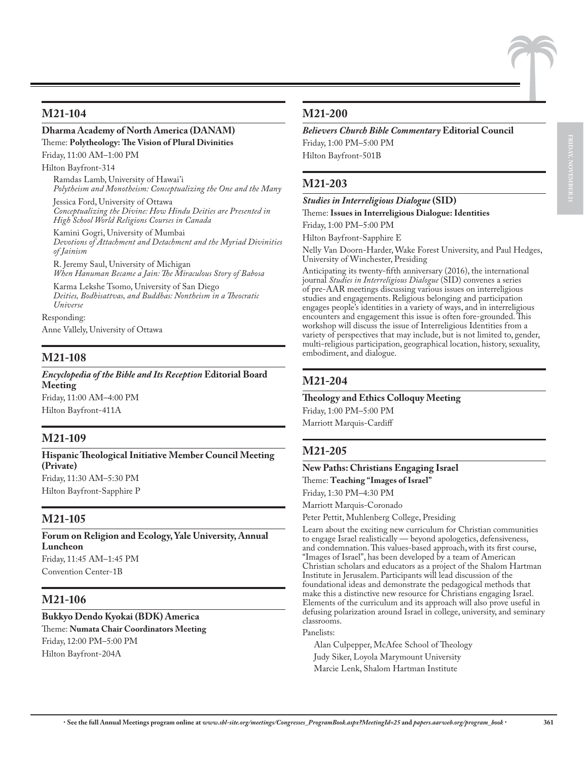## M21-104

**Dharma Academy of North America (DANAM)**

Theme: **Polytheology: The Vision of Plural Divinities**

Friday, 11:00 AM–1:00 PM

Hilton Bayfront-314

Ramdas Lamb, University of Hawai'i
*Polytheism and Monotheism: Conceptualizing the One and the Many*

Jessica Ford, University of Ottawa
*Conceptualizing the Divine: How Hindu Deities are Presented in High School World Religions Courses in Canada*

Kamini Gogri, University of Mumbai
*Devotions of Attachment and Detachment and the Myriad Divinities of Jainism*

R. Jeremy Saul, University of Michigan
*When Hanuman Became a Jain: The Miraculous Story of Babosa*

Karma Lekshe Tsomo, University of San Diego
*Deities, Bodhisattvas, and Buddhas: Nontheism in a Theocratic Universe*

Responding:

Anne Vallely, University of Ottawa

## M21-108

***Encyclopedia of the Bible and Its Reception* Editorial Board Meeting**

Friday, 11:00 AM–4:00 PM

Hilton Bayfront-411A

## M21-109

**Hispanic Theological Initiative Member Council Meeting (Private)**

Friday, 11:30 AM–5:30 PM

Hilton Bayfront-Sapphire P

## M21-105

**Forum on Religion and Ecology, Yale University, Annual Luncheon**

Friday, 11:45 AM–1:45 PM

Convention Center-1B

## M21-106

**Bukkyo Dendo Kyokai (BDK) America**

Theme: **Numata Chair Coordinators Meeting**

Friday, 12:00 PM–5:00 PM

Hilton Bayfront-204A

## M21-200

***Believers Church Bible Commentary* Editorial Council**

Friday, 1:00 PM–5:00 PM

Hilton Bayfront-501B

## M21-203

***Studies in Interreligious Dialogue* (SID)**

Theme: **Issues in Interreligious Dialogue: Identities**

Friday, 1:00 PM–5:00 PM

Hilton Bayfront-Sapphire E

Nelly Van Doorn-Harder, Wake Forest University, and Paul Hedges, University of Winchester, Presiding

Anticipating its twenty-fifth anniversary (2016), the international journal *Studies in Interreligious Dialogue* (SID) convenes a series of pre-AAR meetings discussing various issues on interreligious studies and engagements. Religious belonging and participation engages people's identities in a variety of ways, and in interreligious encounters and engagement this issue is often fore-grounded. This workshop will discuss the issue of Interreligious Identities from a variety of perspectives that may include, but is not limited to, gender, multi-religious participation, geographical location, history, sexuality, embodiment, and dialogue.

## M21-204

**Theology and Ethics Colloquy Meeting**

Friday, 1:00 PM–5:00 PM

Marriott Marquis-Cardiff

## M21-205

**New Paths: Christians Engaging Israel**

Theme: **Teaching "Images of Israel"**

Friday, 1:30 PM–4:30 PM

Marriott Marquis-Coronado

Peter Pettit, Muhlenberg College, Presiding

Learn about the exciting new curriculum for Christian communities to engage Israel realistically — beyond apologetics, defensiveness, and condemnation. This values-based approach, with its first course, "Images of Israel", has been developed by a team of American Christian scholars and educators as a project of the Shalom Hartman Institute in Jerusalem. Participants will lead discussion of the foundational ideas and demonstrate the pedagogical methods that make this a distinctive new resource for Christians engaging Israel. Elements of the curriculum and its approach will also prove useful in defusing polarization around Israel in college, university, and seminary classrooms.

Panelists:

Alan Culpepper, McAfee School of Theology

Judy Siker, Loyola Marymount University

Marcie Lenk, Shalom Hartman Institute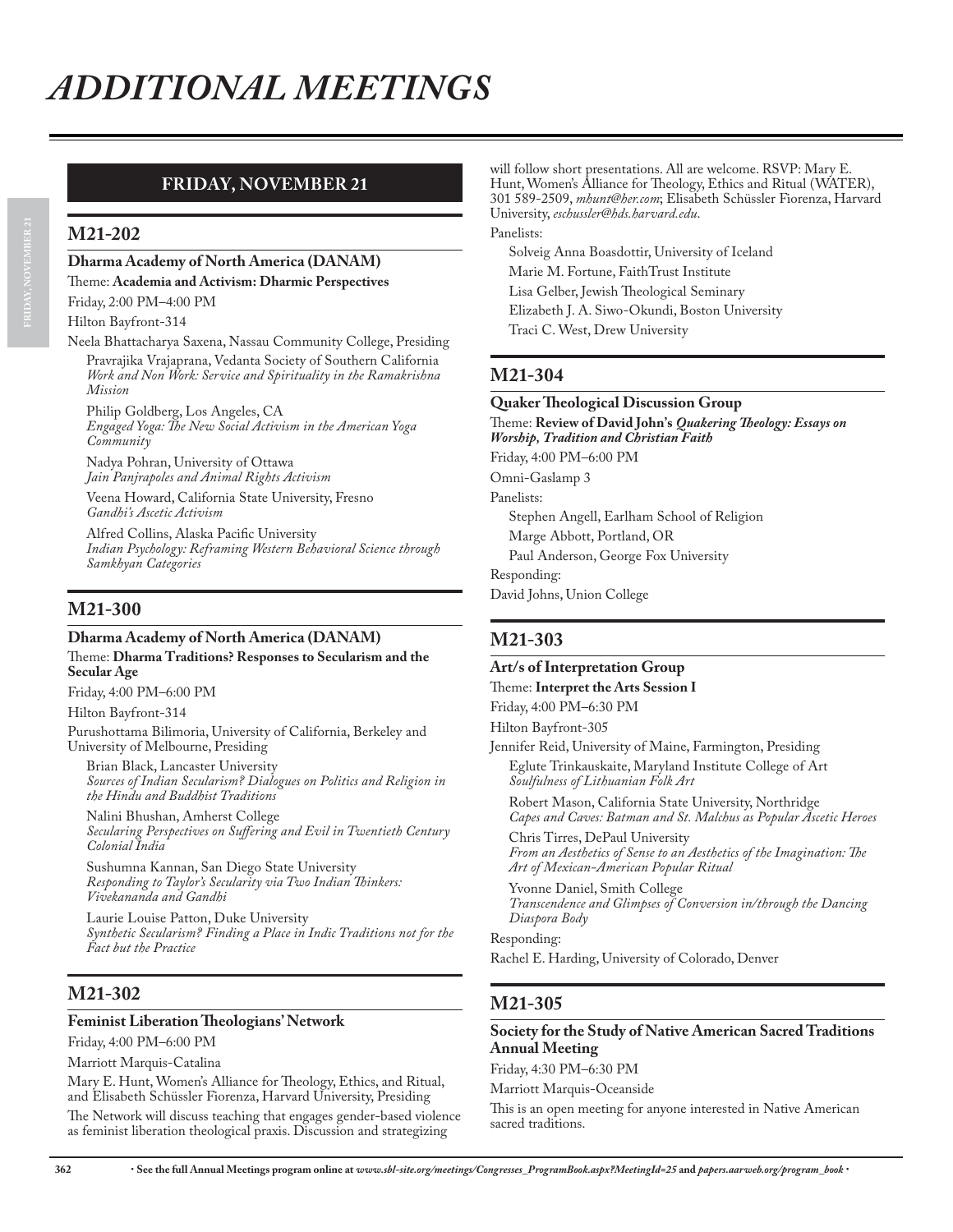# ADDITIONAL MEETINGS

## FRIDAY, NOVEMBER 21

### M21-202

**Dharma Academy of North America (DANAM)**

Theme: **Academia and Activism: Dharmic Perspectives**

Friday, 2:00 PM–4:00 PM

Hilton Bayfront-314

Neela Bhattacharya Saxena, Nassau Community College, Presiding

Pravrajika Vrajaprana, Vedanta Society of Southern California
*Work and Non Work: Service and Spirituality in the Ramakrishna Mission*

Philip Goldberg, Los Angeles, CA
*Engaged Yoga: The New Social Activism in the American Yoga Community*

Nadya Pohran, University of Ottawa
*Jain Panjrapoles and Animal Rights Activism*

Veena Howard, California State University, Fresno
*Gandhi's Ascetic Activism*

Alfred Collins, Alaska Pacific University
*Indian Psychology: Reframing Western Behavioral Science through Samkhyan Categories*

### M21-300

**Dharma Academy of North America (DANAM)**

Theme: **Dharma Traditions? Responses to Secularism and the Secular Age**

Friday, 4:00 PM–6:00 PM

Hilton Bayfront-314

Purushottama Bilimoria, University of California, Berkeley and University of Melbourne, Presiding

Brian Black, Lancaster University
*Sources of Indian Secularism? Dialogues on Politics and Religion in the Hindu and Buddhist Traditions*

Nalini Bhushan, Amherst College
*Secularing Perspectives on Suffering and Evil in Twentieth Century Colonial India*

Sushumna Kannan, San Diego State University
*Responding to Taylor's Secularity via Two Indian Thinkers: Vivekananda and Gandhi*

Laurie Louise Patton, Duke University
*Synthetic Secularism? Finding a Place in Indic Traditions not for the Fact but the Practice*

### M21-302

**Feminist Liberation Theologians' Network**

Friday, 4:00 PM–6:00 PM

Marriott Marquis-Catalina

Mary E. Hunt, Women's Alliance for Theology, Ethics, and Ritual, and Elisabeth Schüssler Fiorenza, Harvard University, Presiding

The Network will discuss teaching that engages gender-based violence as feminist liberation theological praxis. Discussion and strategizing will follow short presentations. All are welcome. RSVP: Mary E. Hunt, Women's Alliance for Theology, Ethics and Ritual (WATER), 301 589-2509, *mhunt@her.com*; Elisabeth Schüssler Fiorenza, Harvard University, *eschussler@hds.harvard.edu*.

Panelists:

Solveig Anna Boasdottir, University of Iceland
Marie M. Fortune, FaithTrust Institute
Lisa Gelber, Jewish Theological Seminary
Elizabeth J. A. Siwo-Okundi, Boston University
Traci C. West, Drew University

### M21-304

**Quaker Theological Discussion Group**

Theme: **Review of David John's *Quakering Theology: Essays on Worship, Tradition and Christian Faith***

Friday, 4:00 PM–6:00 PM

Omni-Gaslamp 3

Panelists:

Stephen Angell, Earlham School of Religion
Marge Abbott, Portland, OR
Paul Anderson, George Fox University

Responding:

David Johns, Union College

### M21-303

**Art/s of Interpretation Group**

Theme: **Interpret the Arts Session I**

Friday, 4:00 PM–6:30 PM

Hilton Bayfront-305

Jennifer Reid, University of Maine, Farmington, Presiding

Eglute Trinkauskaite, Maryland Institute College of Art
*Soulfulness of Lithuanian Folk Art*

Robert Mason, California State University, Northridge
*Capes and Caves: Batman and St. Malchus as Popular Ascetic Heroes*

Chris Tirres, DePaul University
*From an Aesthetics of Sense to an Aesthetics of the Imagination: The Art of Mexican-American Popular Ritual*

Yvonne Daniel, Smith College
*Transcendence and Glimpses of Conversion in/through the Dancing Diaspora Body*

Responding:

Rachel E. Harding, University of Colorado, Denver

### M21-305

**Society for the Study of Native American Sacred Traditions Annual Meeting**

Friday, 4:30 PM–6:30 PM

Marriott Marquis-Oceanside

This is an open meeting for anyone interested in Native American sacred traditions.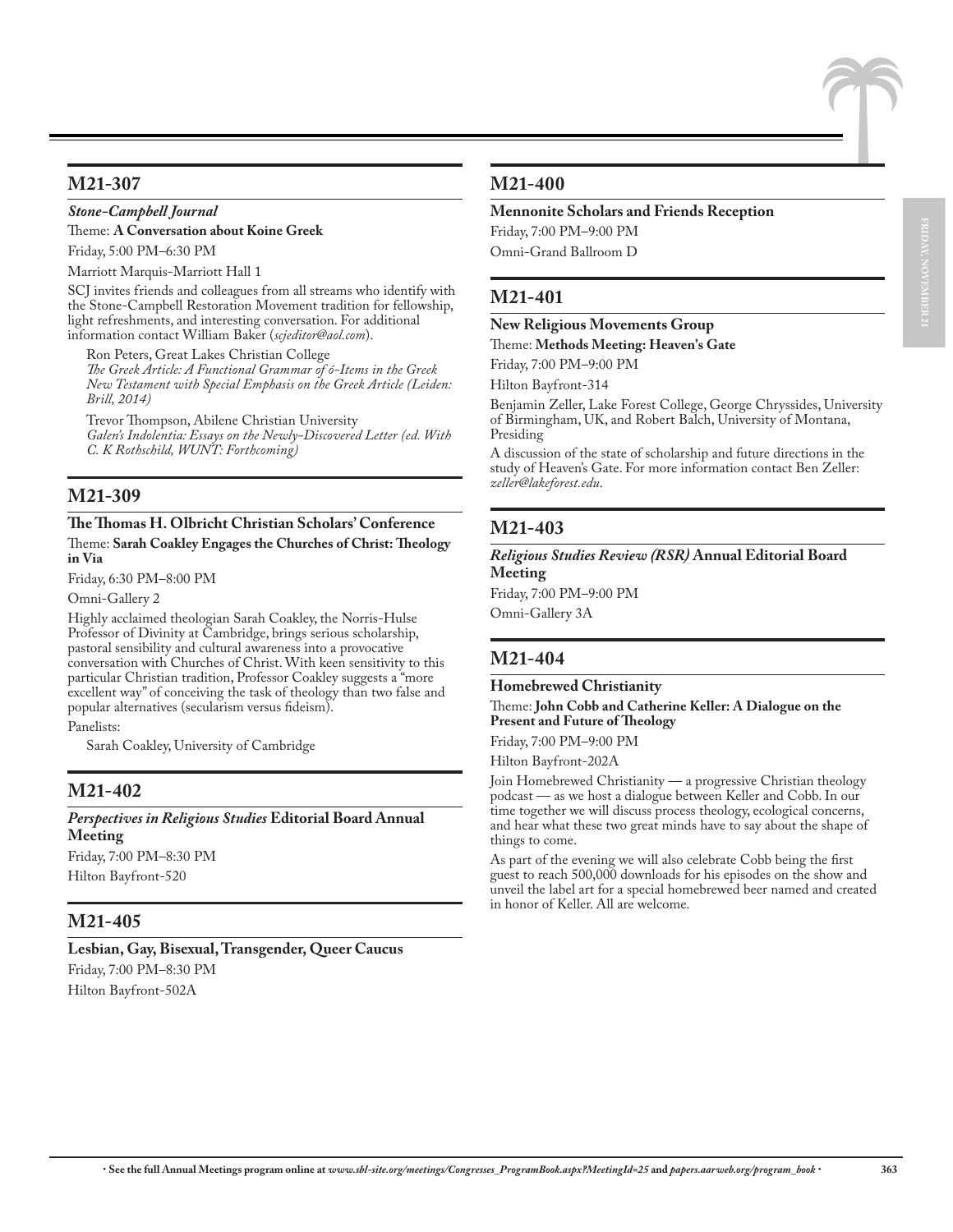## M21-307

***Stone-Campbell Journal***

Theme: **A Conversation about Koine Greek**

Friday, 5:00 PM–6:30 PM

Marriott Marquis-Marriott Hall 1

SCJ invites friends and colleagues from all streams who identify with the Stone-Campbell Restoration Movement tradition for fellowship, light refreshments, and interesting conversation. For additional information contact William Baker (*scjeditor@aol.com*).

Ron Peters, Great Lakes Christian College
*The Greek Article: A Functional Grammar of ó-Items in the Greek New Testament with Special Emphasis on the Greek Article (Leiden: Brill, 2014)*

Trevor Thompson, Abilene Christian University
*Galen's Indolentia: Essays on the Newly-Discovered Letter (ed. With C. K Rothschild, WUNT: Forthcoming)*

## M21-309

**The Thomas H. Olbricht Christian Scholars' Conference**

Theme: **Sarah Coakley Engages the Churches of Christ: Theology in Via**

Friday, 6:30 PM–8:00 PM

Omni-Gallery 2

Highly acclaimed theologian Sarah Coakley, the Norris-Hulse Professor of Divinity at Cambridge, brings serious scholarship, pastoral sensibility and cultural awareness into a provocative conversation with Churches of Christ. With keen sensitivity to this particular Christian tradition, Professor Coakley suggests a "more excellent way" of conceiving the task of theology than two false and popular alternatives (secularism versus fideism).

Panelists:

Sarah Coakley, University of Cambridge

## M21-402

***Perspectives in Religious Studies* Editorial Board Annual Meeting**

Friday, 7:00 PM–8:30 PM

Hilton Bayfront-520

## M21-405

**Lesbian, Gay, Bisexual, Transgender, Queer Caucus**

Friday, 7:00 PM–8:30 PM

Hilton Bayfront-502A

## M21-400

**Mennonite Scholars and Friends Reception**

Friday, 7:00 PM–9:00 PM

Omni-Grand Ballroom D

## M21-401

**New Religious Movements Group**

Theme: **Methods Meeting: Heaven's Gate**

Friday, 7:00 PM–9:00 PM

Hilton Bayfront-314

Benjamin Zeller, Lake Forest College, George Chryssides, University of Birmingham, UK, and Robert Balch, University of Montana, Presiding

A discussion of the state of scholarship and future directions in the study of Heaven's Gate. For more information contact Ben Zeller: *zeller@lakeforest.edu*.

## M21-403

***Religious Studies Review (RSR)* Annual Editorial Board Meeting**

Friday, 7:00 PM–9:00 PM

Omni-Gallery 3A

## M21-404

**Homebrewed Christianity**

Theme: **John Cobb and Catherine Keller: A Dialogue on the Present and Future of Theology**

Friday, 7:00 PM–9:00 PM

Hilton Bayfront-202A

Join Homebrewed Christianity — a progressive Christian theology podcast — as we host a dialogue between Keller and Cobb. In our time together we will discuss process theology, ecological concerns, and hear what these two great minds have to say about the shape of things to come.

As part of the evening we will also celebrate Cobb being the first guest to reach 500,000 downloads for his episodes on the show and unveil the label art for a special homebrewed beer named and created in honor of Keller. All are welcome.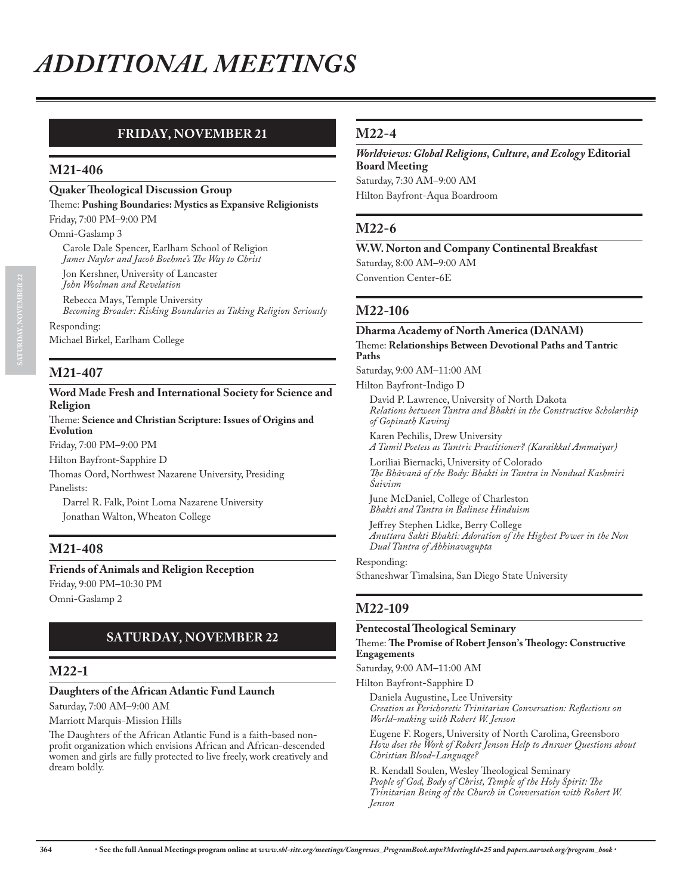# ADDITIONAL MEETINGS

## FRIDAY, NOVEMBER 21

### M21-406

**Quaker Theological Discussion Group**

Theme: **Pushing Boundaries: Mystics as Expansive Religionists**

Friday, 7:00 PM–9:00 PM

Omni-Gaslamp 3

Carole Dale Spencer, Earlham School of Religion
*James Naylor and Jacob Boehme's The Way to Christ*

Jon Kershner, University of Lancaster
*John Woolman and Revelation*

Rebecca Mays, Temple University
*Becoming Broader: Risking Boundaries as Taking Religion Seriously*

Responding:
Michael Birkel, Earlham College

### M21-407

**Word Made Fresh and International Society for Science and Religion**

Theme: **Science and Christian Scripture: Issues of Origins and Evolution**

Friday, 7:00 PM–9:00 PM

Hilton Bayfront-Sapphire D

Thomas Oord, Northwest Nazarene University, Presiding

Panelists:

Darrel R. Falk, Point Loma Nazarene University

Jonathan Walton, Wheaton College

### M21-408

**Friends of Animals and Religion Reception**

Friday, 9:00 PM–10:30 PM

Omni-Gaslamp 2

## SATURDAY, NOVEMBER 22

### M22-1

**Daughters of the African Atlantic Fund Launch**

Saturday, 7:00 AM–9:00 AM

Marriott Marquis-Mission Hills

The Daughters of the African Atlantic Fund is a faith-based non-profit organization which envisions African and African-descended women and girls are fully protected to live freely, work creatively and dream boldly.

### M22-4

***Worldviews: Global Religions, Culture, and Ecology* Editorial Board Meeting**

Saturday, 7:30 AM–9:00 AM

Hilton Bayfront-Aqua Boardroom

### M22-6

**W.W. Norton and Company Continental Breakfast**

Saturday, 8:00 AM–9:00 AM

Convention Center-6E

### M22-106

**Dharma Academy of North America (DANAM)**

Theme: **Relationships Between Devotional Paths and Tantric Paths**

Saturday, 9:00 AM–11:00 AM

Hilton Bayfront-Indigo D

David P. Lawrence, University of North Dakota
*Relations between Tantra and Bhakti in the Constructive Scholarship of Gopinath Kaviraj*

Karen Pechilis, Drew University
*A Tamil Poetess as Tantric Practitioner? (Karaikkal Ammaiyar)*

Loriliai Biernacki, University of Colorado
*The Bhāvanā of the Body: Bhakti in Tantra in Nondual Kashmiri Śaivism*

June McDaniel, College of Charleston
*Bhakti and Tantra in Balinese Hinduism*

Jeffrey Stephen Lidke, Berry College
*Anuttara Sakti Bhakti: Adoration of the Highest Power in the Non Dual Tantra of Abhinavagupta*

Responding:
Sthaneshwar Timalsina, San Diego State University

### M22-109

**Pentecostal Theological Seminary**

Theme: **The Promise of Robert Jenson's Theology: Constructive Engagements**

Saturday, 9:00 AM–11:00 AM

Hilton Bayfront-Sapphire D

Daniela Augustine, Lee University
*Creation as Perichoretic Trinitarian Conversation: Reflections on World-making with Robert W. Jenson*

Eugene F. Rogers, University of North Carolina, Greensboro
*How does the Work of Robert Jenson Help to Answer Questions about Christian Blood-Language?*

R. Kendall Soulen, Wesley Theological Seminary
*People of God, Body of Christ, Temple of the Holy Spirit: The Trinitarian Being of the Church in Conversation with Robert W. Jenson*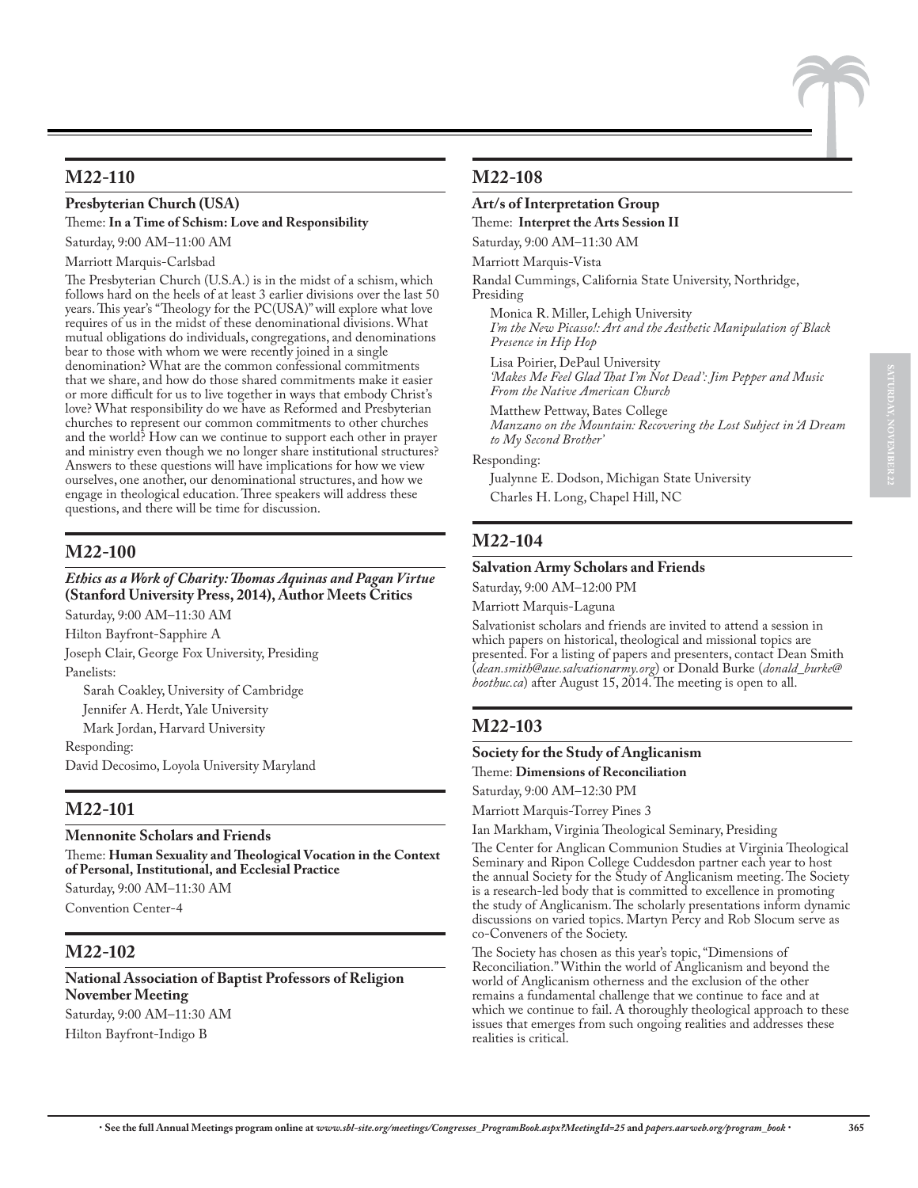## M22-110

**Presbyterian Church (USA)**

Theme: **In a Time of Schism: Love and Responsibility**

Saturday, 9:00 AM–11:00 AM

Marriott Marquis-Carlsbad

The Presbyterian Church (U.S.A.) is in the midst of a schism, which follows hard on the heels of at least 3 earlier divisions over the last 50 years. This year's "Theology for the PC(USA)" will explore what love requires of us in the midst of these denominational divisions. What mutual obligations do individuals, congregations, and denominations bear to those with whom we were recently joined in a single denomination? What are the common confessional commitments that we share, and how do those shared commitments make it easier or more difficult for us to live together in ways that embody Christ's love? What responsibility do we have as Reformed and Presbyterian churches to represent our common commitments to other churches and the world? How can we continue to support each other in prayer and ministry even though we no longer share institutional structures? Answers to these questions will have implications for how we view ourselves, one another, our denominational structures, and how we engage in theological education. Three speakers will address these questions, and there will be time for discussion.

## M22-100

***Ethics as a Work of Charity: Thomas Aquinas and Pagan Virtue* (Stanford University Press, 2014), Author Meets Critics**

Saturday, 9:00 AM–11:30 AM

Hilton Bayfront-Sapphire A

Joseph Clair, George Fox University, Presiding

Panelists:

Sarah Coakley, University of Cambridge

Jennifer A. Herdt, Yale University

Mark Jordan, Harvard University

Responding:

David Decosimo, Loyola University Maryland

## M22-101

**Mennonite Scholars and Friends**

Theme: **Human Sexuality and Theological Vocation in the Context of Personal, Institutional, and Ecclesial Practice**

Saturday, 9:00 AM–11:30 AM

Convention Center-4

## M22-102

**National Association of Baptist Professors of Religion November Meeting**

Saturday, 9:00 AM–11:30 AM

Hilton Bayfront-Indigo B

## M22-108

**Art/s of Interpretation Group**

Theme: **Interpret the Arts Session II**

Saturday, 9:00 AM–11:30 AM

Marriott Marquis-Vista

Randal Cummings, California State University, Northridge, Presiding

Monica R. Miller, Lehigh University
*I'm the New Picasso!: Art and the Aesthetic Manipulation of Black Presence in Hip Hop*

Lisa Poirier, DePaul University
*'Makes Me Feel Glad That I'm Not Dead': Jim Pepper and Music From the Native American Church*

Matthew Pettway, Bates College
*Manzano on the Mountain: Recovering the Lost Subject in 'A Dream to My Second Brother'*

Responding:

Jualynne E. Dodson, Michigan State University

Charles H. Long, Chapel Hill, NC

## M22-104

**Salvation Army Scholars and Friends**

Saturday, 9:00 AM–12:00 PM

Marriott Marquis-Laguna

Salvationist scholars and friends are invited to attend a session in which papers on historical, theological and missional topics are presented. For a listing of papers and presenters, contact Dean Smith (*dean.smith@aue.salvationarmy.org*) or Donald Burke (*donald_burke@boothuc.ca*) after August 15, 2014. The meeting is open to all.

## M22-103

**Society for the Study of Anglicanism**

Theme: **Dimensions of Reconciliation**

Saturday, 9:00 AM–12:30 PM

Marriott Marquis-Torrey Pines 3

Ian Markham, Virginia Theological Seminary, Presiding

The Center for Anglican Communion Studies at Virginia Theological Seminary and Ripon College Cuddesdon partner each year to host the annual Society for the Study of Anglicanism meeting. The Society is a research-led body that is committed to excellence in promoting the study of Anglicanism. The scholarly presentations inform dynamic discussions on varied topics. Martyn Percy and Rob Slocum serve as co-Conveners of the Society.

The Society has chosen as this year's topic, "Dimensions of Reconciliation." Within the world of Anglicanism and beyond the world of Anglicanism otherness and the exclusion of the other remains a fundamental challenge that we continue to face and at which we continue to fail. A thoroughly theological approach to these issues that emerges from such ongoing realities and addresses these realities is critical.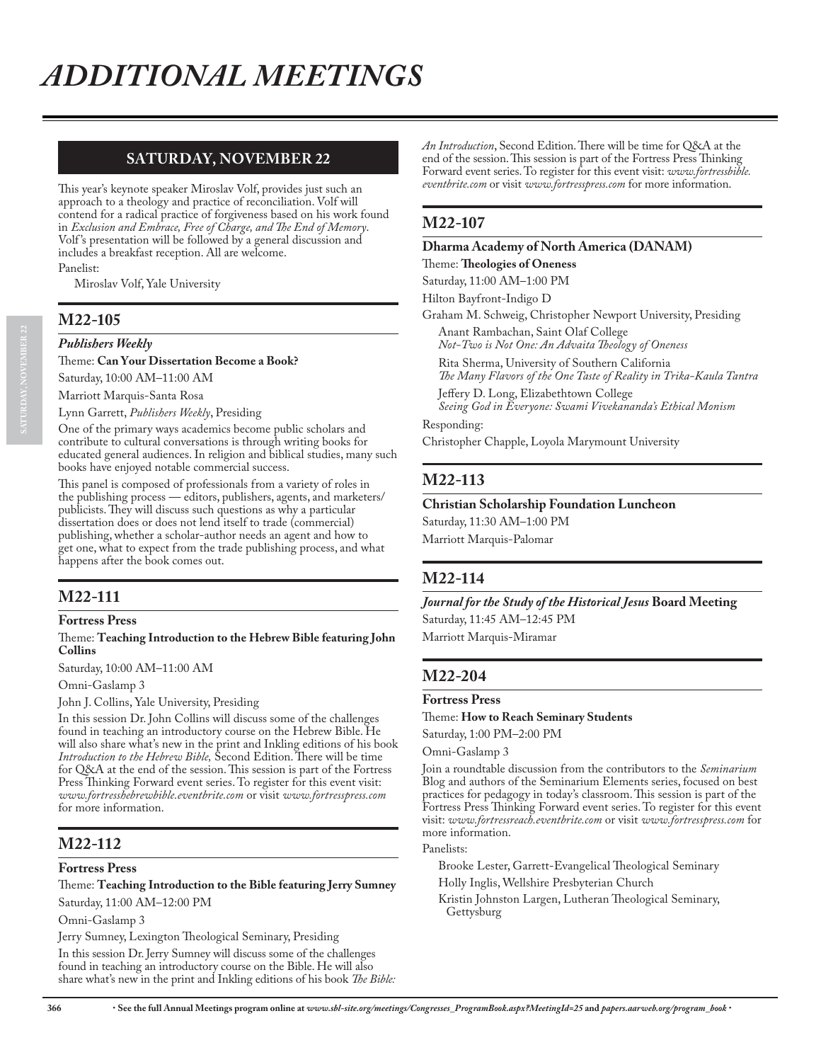# ADDITIONAL MEETINGS

## SATURDAY, NOVEMBER 22

This year's keynote speaker Miroslav Volf, provides just such an approach to a theology and practice of reconciliation. Volf will contend for a radical practice of forgiveness based on his work found in *Exclusion and Embrace, Free of Charge, and The End of Memory*. Volf's presentation will be followed by a general discussion and includes a breakfast reception. All are welcome.

Panelist:

Miroslav Volf, Yale University

## M22-105

***Publishers Weekly***

Theme: **Can Your Dissertation Become a Book?**

Saturday, 10:00 AM–11:00 AM

Marriott Marquis-Santa Rosa

Lynn Garrett, *Publishers Weekly*, Presiding

One of the primary ways academics become public scholars and contribute to cultural conversations is through writing books for educated general audiences. In religion and biblical studies, many such books have enjoyed notable commercial success.

This panel is composed of professionals from a variety of roles in the publishing process — editors, publishers, agents, and marketers/publicists. They will discuss such questions as why a particular dissertation does or does not lend itself to trade (commercial) publishing, whether a scholar-author needs an agent and how to get one, what to expect from the trade publishing process, and what happens after the book comes out.

## M22-111

**Fortress Press**

Theme: **Teaching Introduction to the Hebrew Bible featuring John Collins**

Saturday, 10:00 AM–11:00 AM

Omni-Gaslamp 3

John J. Collins, Yale University, Presiding

In this session Dr. John Collins will discuss some of the challenges found in teaching an introductory course on the Hebrew Bible. He will also share what's new in the print and Inkling editions of his book *Introduction to the Hebrew Bible,* Second Edition. There will be time for Q&A at the end of the session. This session is part of the Fortress Press Thinking Forward event series. To register for this event visit: *www.fortresshebrewbible.eventbrite.com* or visit *www.fortresspress.com* for more information.

## M22-112

**Fortress Press**

Theme: **Teaching Introduction to the Bible featuring Jerry Sumney**

Saturday, 11:00 AM–12:00 PM

Omni-Gaslamp 3

Jerry Sumney, Lexington Theological Seminary, Presiding

In this session Dr. Jerry Sumney will discuss some of the challenges found in teaching an introductory course on the Bible. He will also share what's new in the print and Inkling editions of his book *The Bible: An Introduction*, Second Edition. There will be time for Q&A at the end of the session. This session is part of the Fortress Press Thinking Forward event series. To register for this event visit: *www.fortressbible.eventbrite.com* or visit *www.fortresspress.com* for more information.

## M22-107

**Dharma Academy of North America (DANAM)**

Theme: **Theologies of Oneness**

Saturday, 11:00 AM–1:00 PM

Hilton Bayfront-Indigo D

Graham M. Schweig, Christopher Newport University, Presiding

Anant Rambachan, Saint Olaf College
*Not-Two is Not One: An Advaita Theology of Oneness*

Rita Sherma, University of Southern California
*The Many Flavors of the One Taste of Reality in Trika-Kaula Tantra*

Jeffery D. Long, Elizabethtown College
*Seeing God in Everyone: Swami Vivekananda's Ethical Monism*

Responding:

Christopher Chapple, Loyola Marymount University

## M22-113

**Christian Scholarship Foundation Luncheon**

Saturday, 11:30 AM–1:00 PM

Marriott Marquis-Palomar

## M22-114

***Journal for the Study of the Historical Jesus* Board Meeting**

Saturday, 11:45 AM–12:45 PM

Marriott Marquis-Miramar

## M22-204

**Fortress Press**

Theme: **How to Reach Seminary Students**

Saturday, 1:00 PM–2:00 PM

Omni-Gaslamp 3

Join a roundtable discussion from the contributors to the *Seminarium* Blog and authors of the Seminarium Elements series, focused on best practices for pedagogy in today's classroom. This session is part of the Fortress Press Thinking Forward event series. To register for this event visit: *www.fortressreach.eventbrite.com* or visit *www.fortresspress.com* for more information.

Panelists:

Brooke Lester, Garrett-Evangelical Theological Seminary

Holly Inglis, Wellshire Presbyterian Church

Kristin Johnston Largen, Lutheran Theological Seminary, Gettysburg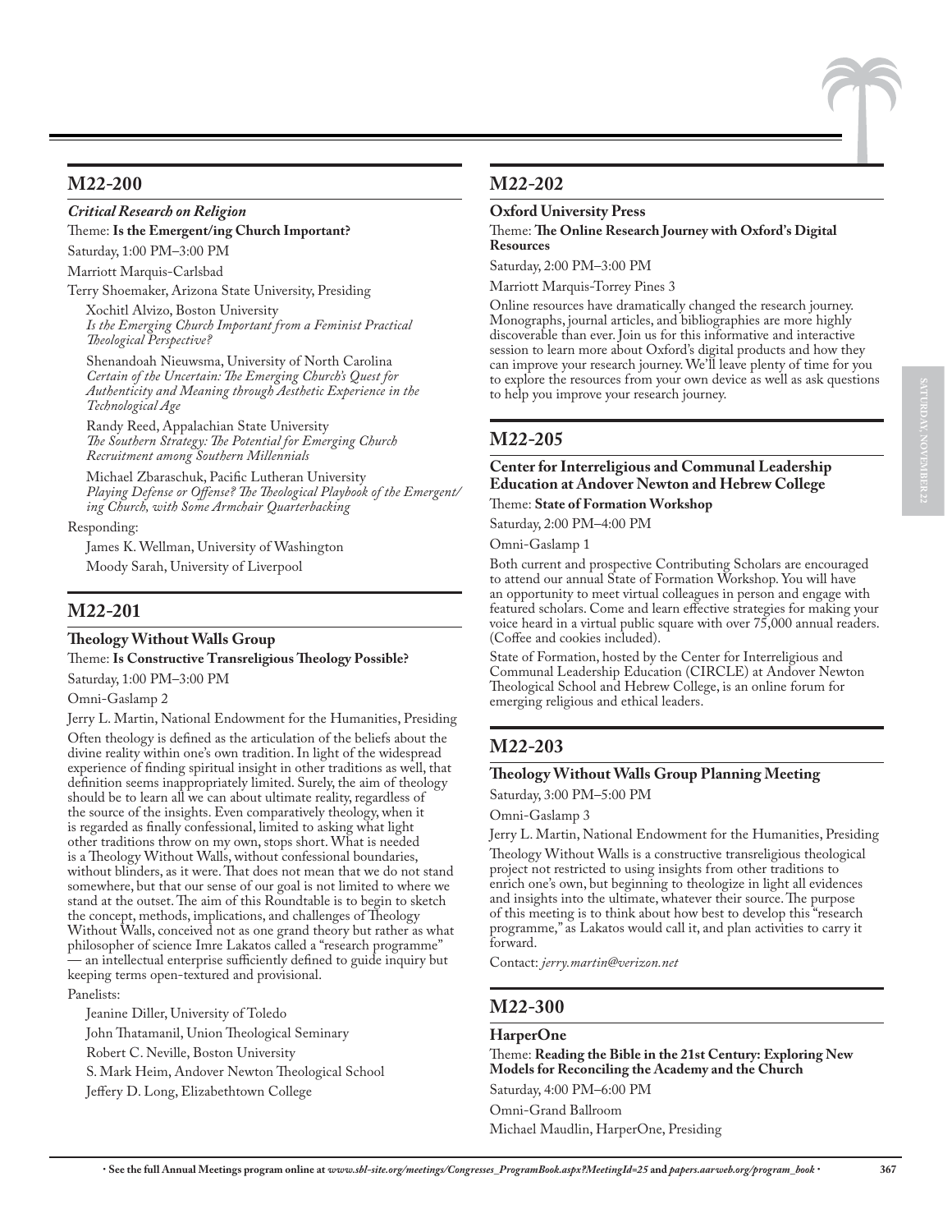## M22-200

***Critical Research on Religion***

Theme: **Is the Emergent/ing Church Important?**

Saturday, 1:00 PM–3:00 PM

Marriott Marquis-Carlsbad

Terry Shoemaker, Arizona State University, Presiding

Xochitl Alvizo, Boston University
*Is the Emerging Church Important from a Feminist Practical Theological Perspective?*

Shenandoah Nieuwsma, University of North Carolina
*Certain of the Uncertain: The Emerging Church's Quest for Authenticity and Meaning through Aesthetic Experience in the Technological Age*

Randy Reed, Appalachian State University
*The Southern Strategy: The Potential for Emerging Church Recruitment among Southern Millennials*

Michael Zbaraschuk, Pacific Lutheran University
*Playing Defense or Offense? The Theological Playbook of the Emergent/ing Church, with Some Armchair Quarterbacking*

Responding:

James K. Wellman, University of Washington

Moody Sarah, University of Liverpool

## M22-201

**Theology Without Walls Group**

Theme: **Is Constructive Transreligious Theology Possible?**

Saturday, 1:00 PM–3:00 PM

Omni-Gaslamp 2

Jerry L. Martin, National Endowment for the Humanities, Presiding

Often theology is defined as the articulation of the beliefs about the divine reality within one's own tradition. In light of the widespread experience of finding spiritual insight in other traditions as well, that definition seems inappropriately limited. Surely, the aim of theology should be to learn all we can about ultimate reality, regardless of the source of the insights. Even comparatively theology, when it is regarded as finally confessional, limited to asking what light other traditions throw on my own, stops short. What is needed is a Theology Without Walls, without confessional boundaries, without blinders, as it were. That does not mean that we do not stand somewhere, but that our sense of our goal is not limited to where we stand at the outset. The aim of this Roundtable is to begin to sketch the concept, methods, implications, and challenges of Theology Without Walls, conceived not as one grand theory but rather as what philosopher of science Imre Lakatos called a "research programme" — an intellectual enterprise sufficiently defined to guide inquiry but keeping terms open-textured and provisional.

Panelists:

Jeanine Diller, University of Toledo

John Thatamanil, Union Theological Seminary

Robert C. Neville, Boston University

S. Mark Heim, Andover Newton Theological School

Jeffery D. Long, Elizabethtown College

## M22-202

**Oxford University Press**

Theme: **The Online Research Journey with Oxford's Digital Resources**

Saturday, 2:00 PM–3:00 PM

Marriott Marquis-Torrey Pines 3

Online resources have dramatically changed the research journey. Monographs, journal articles, and bibliographies are more highly discoverable than ever. Join us for this informative and interactive session to learn more about Oxford's digital products and how they can improve your research journey. We'll leave plenty of time for you to explore the resources from your own device as well as ask questions to help you improve your research journey.

## M22-205

**Center for Interreligious and Communal Leadership Education at Andover Newton and Hebrew College**

Theme: **State of Formation Workshop**

Saturday, 2:00 PM–4:00 PM

Omni-Gaslamp 1

Both current and prospective Contributing Scholars are encouraged to attend our annual State of Formation Workshop. You will have an opportunity to meet virtual colleagues in person and engage with featured scholars. Come and learn effective strategies for making your voice heard in a virtual public square with over 75,000 annual readers. (Coffee and cookies included).

State of Formation, hosted by the Center for Interreligious and Communal Leadership Education (CIRCLE) at Andover Newton Theological School and Hebrew College, is an online forum for emerging religious and ethical leaders.

## M22-203

**Theology Without Walls Group Planning Meeting**

Saturday, 3:00 PM–5:00 PM

Omni-Gaslamp 3

Jerry L. Martin, National Endowment for the Humanities, Presiding

Theology Without Walls is a constructive transreligious theological project not restricted to using insights from other traditions to enrich one's own, but beginning to theologize in light all evidences and insights into the ultimate, whatever their source. The purpose of this meeting is to think about how best to develop this "research programme," as Lakatos would call it, and plan activities to carry it forward.

Contact: *jerry.martin@verizon.net*

## M22-300

**HarperOne**

Theme: **Reading the Bible in the 21st Century: Exploring New Models for Reconciling the Academy and the Church**

Saturday, 4:00 PM–6:00 PM

Omni-Grand Ballroom

Michael Maudlin, HarperOne, Presiding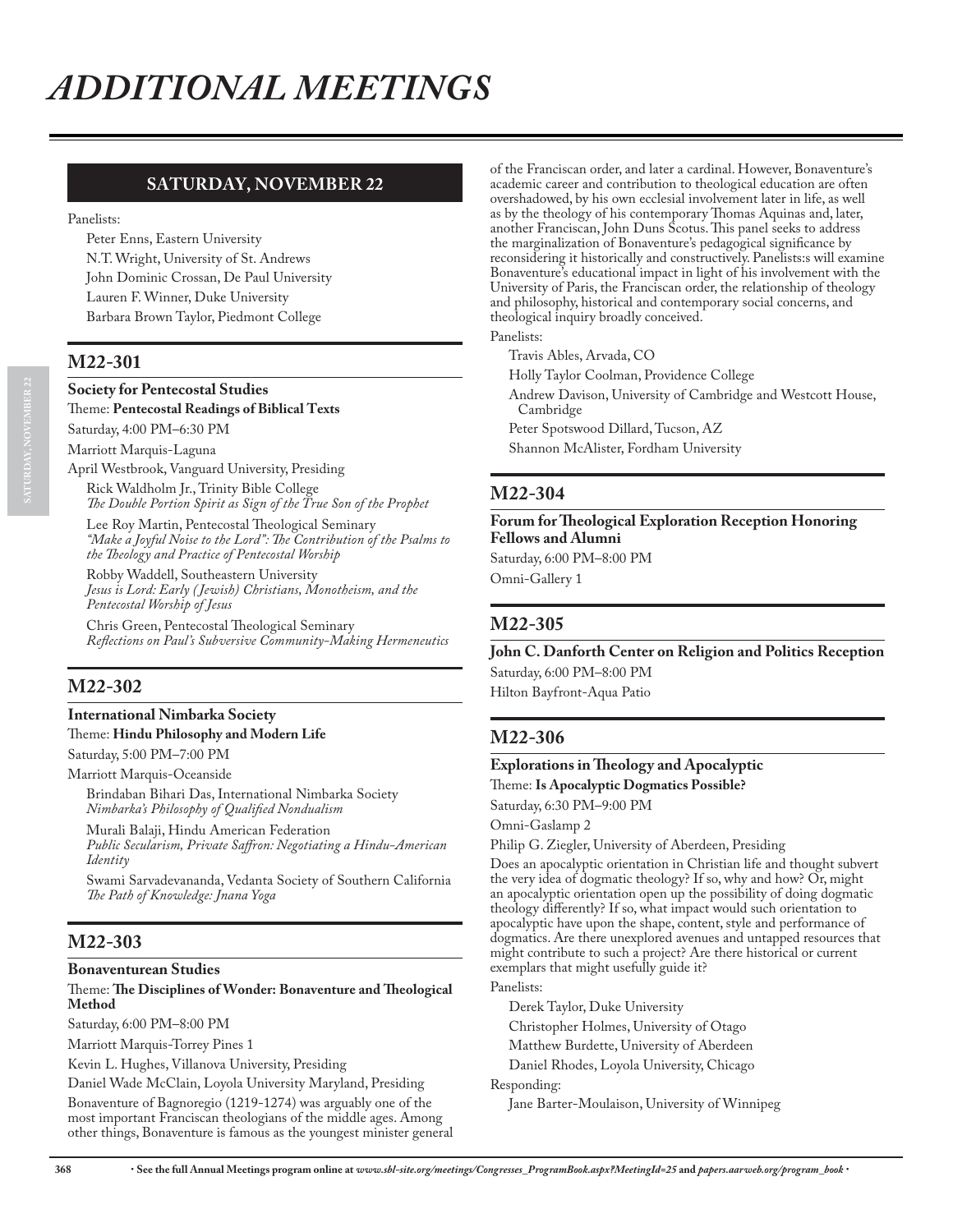# ADDITIONAL MEETINGS

## SATURDAY, NOVEMBER 22

Panelists:

Peter Enns, Eastern University
N.T. Wright, University of St. Andrews
John Dominic Crossan, De Paul University
Lauren F. Winner, Duke University
Barbara Brown Taylor, Piedmont College

## M22-301

**Society for Pentecostal Studies**
Theme: **Pentecostal Readings of Biblical Texts**
Saturday, 4:00 PM–6:30 PM
Marriott Marquis-Laguna
April Westbrook, Vanguard University, Presiding

Rick Waldholm Jr., Trinity Bible College
*The Double Portion Spirit as Sign of the True Son of the Prophet*

Lee Roy Martin, Pentecostal Theological Seminary
*"Make a Joyful Noise to the Lord": The Contribution of the Psalms to the Theology and Practice of Pentecostal Worship*

Robby Waddell, Southeastern University
*Jesus is Lord: Early (Jewish) Christians, Monotheism, and the Pentecostal Worship of Jesus*

Chris Green, Pentecostal Theological Seminary
*Reflections on Paul's Subversive Community-Making Hermeneutics*

## M22-302

**International Nimbarka Society**
Theme: **Hindu Philosophy and Modern Life**
Saturday, 5:00 PM–7:00 PM
Marriott Marquis-Oceanside

Brindaban Bihari Das, International Nimbarka Society
*Nimbarka's Philosophy of Qualified Nondualism*

Murali Balaji, Hindu American Federation
*Public Secularism, Private Saffron: Negotiating a Hindu-American Identity*

Swami Sarvadevananda, Vedanta Society of Southern California
*The Path of Knowledge: Jnana Yoga*

## M22-303

**Bonaventurean Studies**
Theme: **The Disciplines of Wonder: Bonaventure and Theological Method**
Saturday, 6:00 PM–8:00 PM
Marriott Marquis-Torrey Pines 1
Kevin L. Hughes, Villanova University, Presiding
Daniel Wade McClain, Loyola University Maryland, Presiding

Bonaventure of Bagnoregio (1219-1274) was arguably one of the most important Franciscan theologians of the middle ages. Among other things, Bonaventure is famous as the youngest minister general of the Franciscan order, and later a cardinal. However, Bonaventure's academic career and contribution to theological education are often overshadowed, by his own ecclesial involvement later in life, as well as by the theology of his contemporary Thomas Aquinas and, later, another Franciscan, John Duns Scotus. This panel seeks to address the marginalization of Bonaventure's pedagogical significance by reconsidering it historically and constructively. Panelists:s will examine Bonaventure's educational impact in light of his involvement with the University of Paris, the Franciscan order, the relationship of theology and philosophy, historical and contemporary social concerns, and theological inquiry broadly conceived.

Panelists:

Travis Ables, Arvada, CO
Holly Taylor Coolman, Providence College
Andrew Davison, University of Cambridge and Westcott House, Cambridge
Peter Spotswood Dillard, Tucson, AZ
Shannon McAlister, Fordham University

## M22-304

**Forum for Theological Exploration Reception Honoring Fellows and Alumni**
Saturday, 6:00 PM–8:00 PM
Omni-Gallery 1

## M22-305

**John C. Danforth Center on Religion and Politics Reception**
Saturday, 6:00 PM–8:00 PM
Hilton Bayfront-Aqua Patio

## M22-306

**Explorations in Theology and Apocalyptic**
Theme: **Is Apocalyptic Dogmatics Possible?**
Saturday, 6:30 PM–9:00 PM
Omni-Gaslamp 2
Philip G. Ziegler, University of Aberdeen, Presiding

Does an apocalyptic orientation in Christian life and thought subvert the very idea of dogmatic theology? If so, why and how? Or, might an apocalyptic orientation open up the possibility of doing dogmatic theology differently? If so, what impact would such orientation to apocalyptic have upon the shape, content, style and performance of dogmatics. Are there unexplored avenues and untapped resources that might contribute to such a project? Are there historical or current exemplars that might usefully guide it?

Panelists:

Derek Taylor, Duke University
Christopher Holmes, University of Otago
Matthew Burdette, University of Aberdeen
Daniel Rhodes, Loyola University, Chicago

Responding:

Jane Barter-Moulaison, University of Winnipeg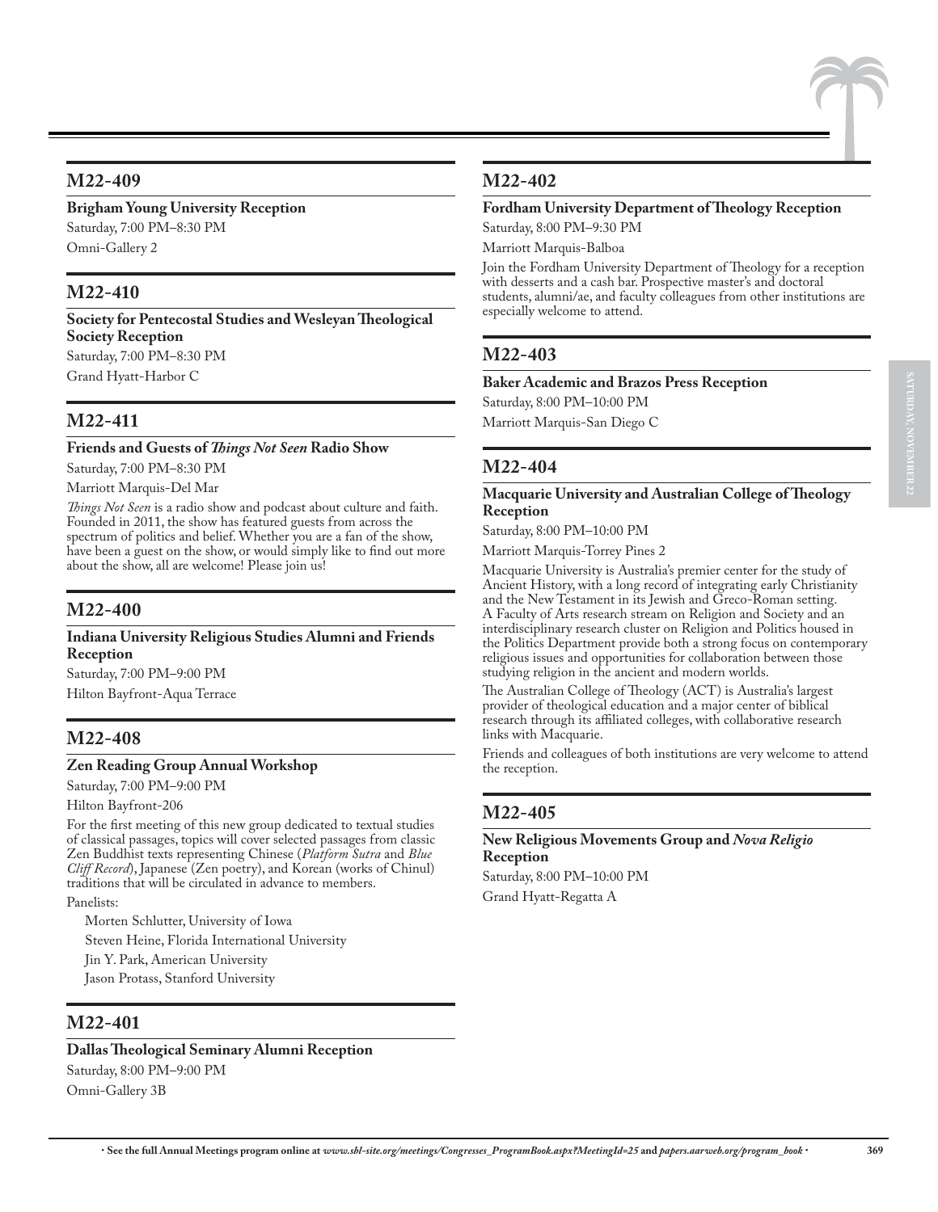## M22-409

**Brigham Young University Reception**

Saturday, 7:00 PM–8:30 PM

Omni-Gallery 2

## M22-410

**Society for Pentecostal Studies and Wesleyan Theological Society Reception**

Saturday, 7:00 PM–8:30 PM

Grand Hyatt-Harbor C

## M22-411

**Friends and Guests of *Things Not Seen* Radio Show**

Saturday, 7:00 PM–8:30 PM

Marriott Marquis-Del Mar

*Things Not Seen* is a radio show and podcast about culture and faith. Founded in 2011, the show has featured guests from across the spectrum of politics and belief. Whether you are a fan of the show, have been a guest on the show, or would simply like to find out more about the show, all are welcome! Please join us!

## M22-400

**Indiana University Religious Studies Alumni and Friends Reception**

Saturday, 7:00 PM–9:00 PM

Hilton Bayfront-Aqua Terrace

## M22-408

**Zen Reading Group Annual Workshop**

Saturday, 7:00 PM–9:00 PM

Hilton Bayfront-206

For the first meeting of this new group dedicated to textual studies of classical passages, topics will cover selected passages from classic Zen Buddhist texts representing Chinese (*Platform Sutra* and *Blue Cliff Record*), Japanese (Zen poetry), and Korean (works of Chinul) traditions that will be circulated in advance to members.

Panelists:

Morten Schlutter, University of Iowa

Steven Heine, Florida International University

Jin Y. Park, American University

Jason Protass, Stanford University

## M22-401

**Dallas Theological Seminary Alumni Reception**

Saturday, 8:00 PM–9:00 PM

Omni-Gallery 3B

## M22-402

**Fordham University Department of Theology Reception**

Saturday, 8:00 PM–9:30 PM

Marriott Marquis-Balboa

Join the Fordham University Department of Theology for a reception with desserts and a cash bar. Prospective master's and doctoral students, alumni/ae, and faculty colleagues from other institutions are especially welcome to attend.

## M22-403

**Baker Academic and Brazos Press Reception**

Saturday, 8:00 PM–10:00 PM

Marriott Marquis-San Diego C

## M22-404

**Macquarie University and Australian College of Theology Reception**

Saturday, 8:00 PM–10:00 PM

Marriott Marquis-Torrey Pines 2

Macquarie University is Australia's premier center for the study of Ancient History, with a long record of integrating early Christianity and the New Testament in its Jewish and Greco-Roman setting. A Faculty of Arts research stream on Religion and Society and an interdisciplinary research cluster on Religion and Politics housed in the Politics Department provide both a strong focus on contemporary religious issues and opportunities for collaboration between those studying religion in the ancient and modern worlds.

The Australian College of Theology (ACT) is Australia's largest provider of theological education and a major center of biblical research through its affiliated colleges, with collaborative research links with Macquarie.

Friends and colleagues of both institutions are very welcome to attend the reception.

## M22-405

**New Religious Movements Group and *Nova Religio* Reception**

Saturday, 8:00 PM–10:00 PM

Grand Hyatt-Regatta A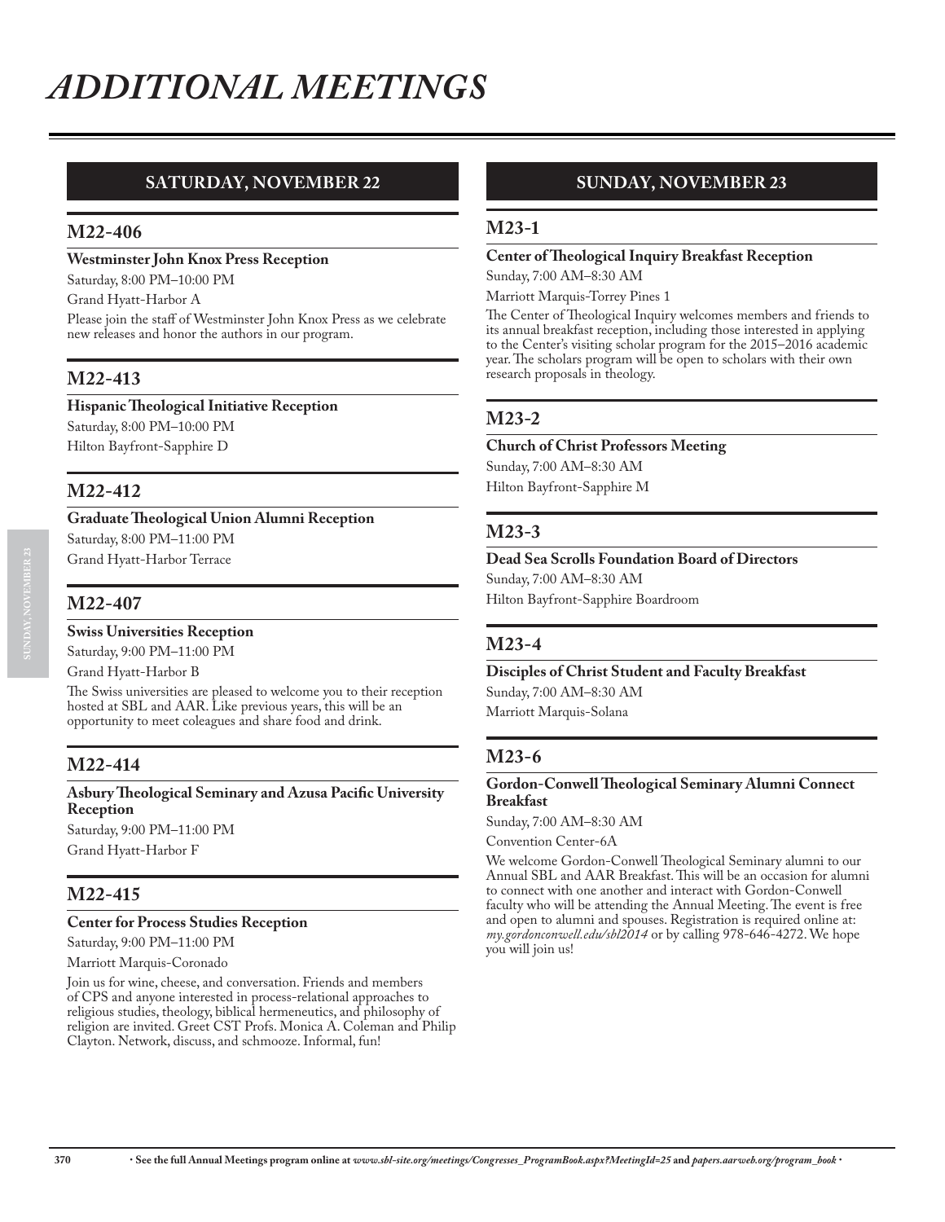# ADDITIONAL MEETINGS

## SATURDAY, NOVEMBER 22

### M22-406

**Westminster John Knox Press Reception**

Saturday, 8:00 PM–10:00 PM

Grand Hyatt-Harbor A

Please join the staff of Westminster John Knox Press as we celebrate new releases and honor the authors in our program.

### M22-413

**Hispanic Theological Initiative Reception**

Saturday, 8:00 PM–10:00 PM

Hilton Bayfront-Sapphire D

### M22-412

**Graduate Theological Union Alumni Reception**

Saturday, 8:00 PM–11:00 PM

Grand Hyatt-Harbor Terrace

### M22-407

**Swiss Universities Reception**

Saturday, 9:00 PM–11:00 PM

Grand Hyatt-Harbor B

The Swiss universities are pleased to welcome you to their reception hosted at SBL and AAR. Like previous years, this will be an opportunity to meet coleagues and share food and drink.

### M22-414

**Asbury Theological Seminary and Azusa Pacific University Reception**

Saturday, 9:00 PM–11:00 PM

Grand Hyatt-Harbor F

### M22-415

**Center for Process Studies Reception**

Saturday, 9:00 PM–11:00 PM

Marriott Marquis-Coronado

Join us for wine, cheese, and conversation. Friends and members of CPS and anyone interested in process-relational approaches to religious studies, theology, biblical hermeneutics, and philosophy of religion are invited. Greet CST Profs. Monica A. Coleman and Philip Clayton. Network, discuss, and schmooze. Informal, fun!

## SUNDAY, NOVEMBER 23

### M23-1

**Center of Theological Inquiry Breakfast Reception**

Sunday, 7:00 AM–8:30 AM

Marriott Marquis-Torrey Pines 1

The Center of Theological Inquiry welcomes members and friends to its annual breakfast reception, including those interested in applying to the Center's visiting scholar program for the 2015–2016 academic year. The scholars program will be open to scholars with their own research proposals in theology.

### M23-2

**Church of Christ Professors Meeting**

Sunday, 7:00 AM–8:30 AM

Hilton Bayfront-Sapphire M

### M23-3

**Dead Sea Scrolls Foundation Board of Directors**

Sunday, 7:00 AM–8:30 AM

Hilton Bayfront-Sapphire Boardroom

### M23-4

**Disciples of Christ Student and Faculty Breakfast**

Sunday, 7:00 AM–8:30 AM

Marriott Marquis-Solana

### M23-6

**Gordon-Conwell Theological Seminary Alumni Connect Breakfast**

Sunday, 7:00 AM–8:30 AM

Convention Center-6A

We welcome Gordon-Conwell Theological Seminary alumni to our Annual SBL and AAR Breakfast. This will be an occasion for alumni to connect with one another and interact with Gordon-Conwell faculty who will be attending the Annual Meeting. The event is free and open to alumni and spouses. Registration is required online at: *my.gordonconwell.edu/sbl2014* or by calling 978-646-4272. We hope you will join us!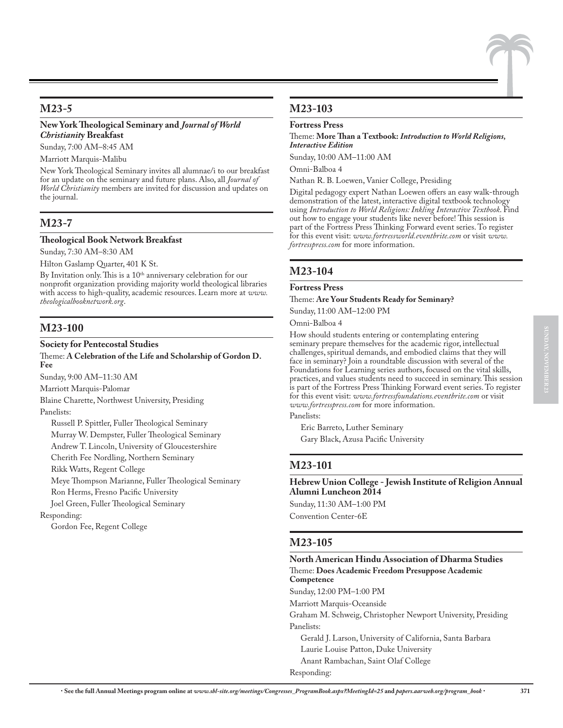## M23-5

**New York Theological Seminary and *Journal of World Christianity* Breakfast**

Sunday, 7:00 AM–8:45 AM

Marriott Marquis-Malibu

New York Theological Seminary invites all alumnae/i to our breakfast for an update on the seminary and future plans. Also, all *Journal of World Christianity* members are invited for discussion and updates on the journal.

## M23-7

**Theological Book Network Breakfast**

Sunday, 7:30 AM–8:30 AM

Hilton Gaslamp Quarter, 401 K St.

By Invitation only. This is a 10th anniversary celebration for our nonprofit organization providing majority world theological libraries with access to high-quality, academic resources. Learn more at *www.theologicalbooknetwork.org*.

## M23-100

**Society for Pentecostal Studies**

Theme: **A Celebration of the Life and Scholarship of Gordon D. Fee**

Sunday, 9:00 AM–11:30 AM

Marriott Marquis-Palomar

Blaine Charette, Northwest University, Presiding

Panelists:

- Russell P. Spittler, Fuller Theological Seminary
- Murray W. Dempster, Fuller Theological Seminary
- Andrew T. Lincoln, University of Gloucestershire
- Cherith Fee Nordling, Northern Seminary
- Rikk Watts, Regent College
- Meye Thompson Marianne, Fuller Theological Seminary
- Ron Herms, Fresno Pacific University
- Joel Green, Fuller Theological Seminary

Responding:

- Gordon Fee, Regent College

## M23-103

**Fortress Press**

Theme: **More Than a Textbook: *Introduction to World Religions, Interactive Edition***

Sunday, 10:00 AM–11:00 AM

Omni-Balboa 4

Nathan R. B. Loewen, Vanier College, Presiding

Digital pedagogy expert Nathan Loewen offers an easy walk-through demonstration of the latest, interactive digital textbook technology using *Introduction to World Religions: Inkling Interactive Textbook*. Find out how to engage your students like never before! This session is part of the Fortress Press Thinking Forward event series. To register for this event visit: *www.fortressworld.eventbrite.com* or visit *www.fortresspress.com* for more information.

## M23-104

**Fortress Press**

Theme: **Are Your Students Ready for Seminary?**

Sunday, 11:00 AM–12:00 PM

Omni-Balboa 4

How should students entering or contemplating entering seminary prepare themselves for the academic rigor, intellectual challenges, spiritual demands, and embodied claims that they will face in seminary? Join a roundtable discussion with several of the Foundations for Learning series authors, focused on the vital skills, practices, and values students need to succeed in seminary. This session is part of the Fortress Press Thinking Forward event series. To register for this event visit: *www.fortressfoundations.eventbrite.com* or visit *www.fortresspress.com* for more information.

Panelists:

- Eric Barreto, Luther Seminary
- Gary Black, Azusa Pacific University

## M23-101

**Hebrew Union College - Jewish Institute of Religion Annual Alumni Luncheon 2014**

Sunday, 11:30 AM–1:00 PM

Convention Center-6E

## M23-105

**North American Hindu Association of Dharma Studies**

Theme: **Does Academic Freedom Presuppose Academic Competence**

Sunday, 12:00 PM–1:00 PM

Marriott Marquis-Oceanside

Graham M. Schweig, Christopher Newport University, Presiding

Panelists:

- Gerald J. Larson, University of California, Santa Barbara
- Laurie Louise Patton, Duke University
- Anant Rambachan, Saint Olaf College

Responding: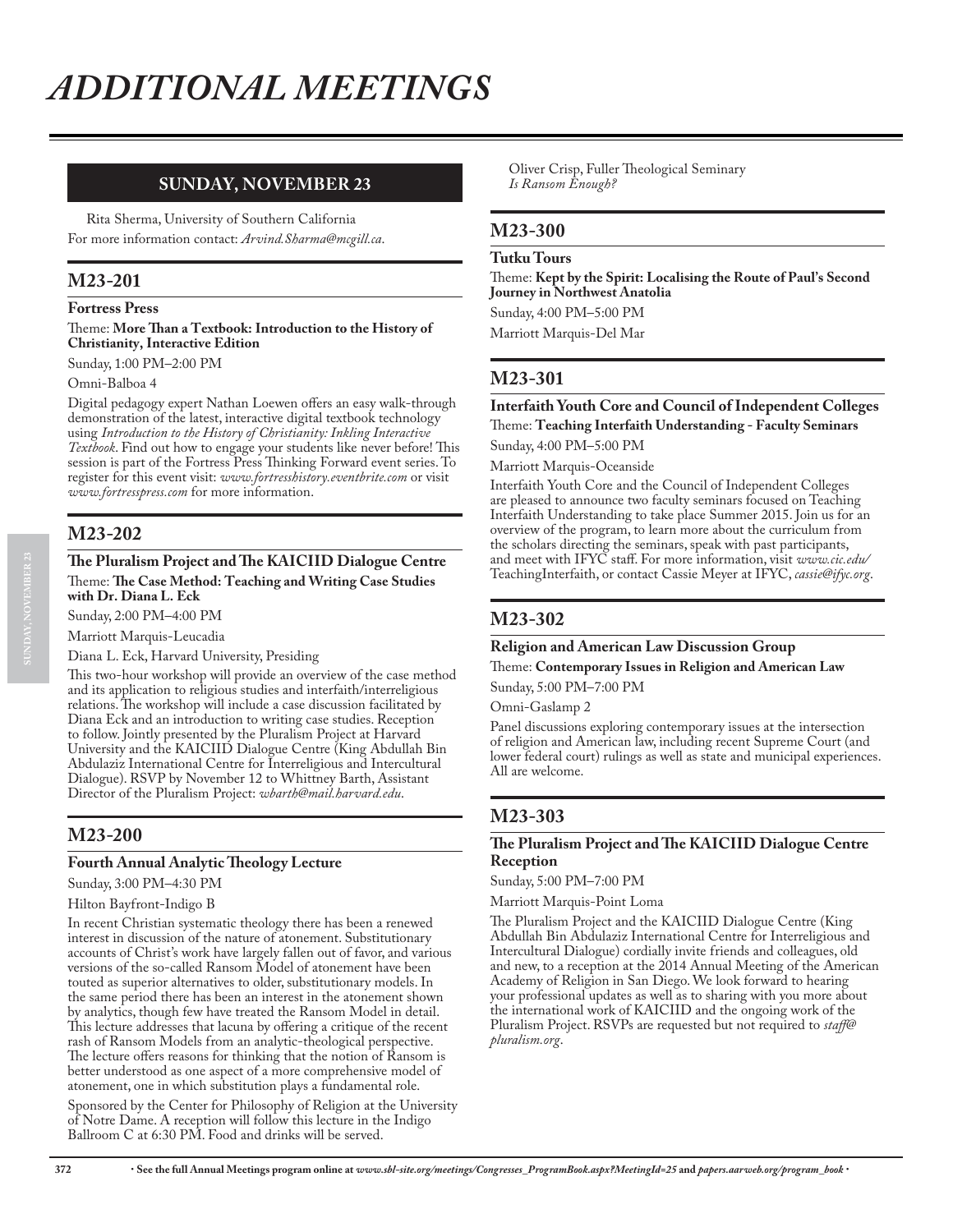# ADDITIONAL MEETINGS

## SUNDAY, NOVEMBER 23

Rita Sherma, University of Southern California

For more information contact: *Arvind.Sharma@mcgill.ca*.

## M23-201

**Fortress Press**

Theme: **More Than a Textbook: Introduction to the History of Christianity, Interactive Edition**

Sunday, 1:00 PM–2:00 PM

Omni-Balboa 4

Digital pedagogy expert Nathan Loewen offers an easy walk-through demonstration of the latest, interactive digital textbook technology using *Introduction to the History of Christianity: Inkling Interactive Textbook*. Find out how to engage your students like never before! This session is part of the Fortress Press Thinking Forward event series. To register for this event visit: *www.fortresshistory.eventbrite.com* or visit *www.fortresspress.com* for more information.

## M23-202

**The Pluralism Project and The KAICIID Dialogue Centre**

Theme: **The Case Method: Teaching and Writing Case Studies with Dr. Diana L. Eck**

Sunday, 2:00 PM–4:00 PM

Marriott Marquis-Leucadia

Diana L. Eck, Harvard University, Presiding

This two-hour workshop will provide an overview of the case method and its application to religious studies and interfaith/interreligious relations. The workshop will include a case discussion facilitated by Diana Eck and an introduction to writing case studies. Reception to follow. Jointly presented by the Pluralism Project at Harvard University and the KAICIID Dialogue Centre (King Abdullah Bin Abdulaziz International Centre for Interreligious and Intercultural Dialogue). RSVP by November 12 to Whittney Barth, Assistant Director of the Pluralism Project: *wbarth@mail.harvard.edu*.

## M23-200

**Fourth Annual Analytic Theology Lecture**

Sunday, 3:00 PM–4:30 PM

Hilton Bayfront-Indigo B

In recent Christian systematic theology there has been a renewed interest in discussion of the nature of atonement. Substitutionary accounts of Christ's work have largely fallen out of favor, and various versions of the so-called Ransom Model of atonement have been touted as superior alternatives to older, substitutionary models. In the same period there has been an interest in the atonement shown by analytics, though few have treated the Ransom Model in detail. This lecture addresses that lacuna by offering a critique of the recent rash of Ransom Models from an analytic-theological perspective. The lecture offers reasons for thinking that the notion of Ransom is better understood as one aspect of a more comprehensive model of atonement, one in which substitution plays a fundamental role.

Sponsored by the Center for Philosophy of Religion at the University of Notre Dame. A reception will follow this lecture in the Indigo Ballroom C at 6:30 PM. Food and drinks will be served.

Oliver Crisp, Fuller Theological Seminary
*Is Ransom Enough?*

## M23-300

**Tutku Tours**

Theme: **Kept by the Spirit: Localising the Route of Paul's Second Journey in Northwest Anatolia**

Sunday, 4:00 PM–5:00 PM

Marriott Marquis-Del Mar

## M23-301

**Interfaith Youth Core and Council of Independent Colleges**

Theme: **Teaching Interfaith Understanding - Faculty Seminars**

Sunday, 4:00 PM–5:00 PM

Marriott Marquis-Oceanside

Interfaith Youth Core and the Council of Independent Colleges are pleased to announce two faculty seminars focused on Teaching Interfaith Understanding to take place Summer 2015. Join us for an overview of the program, to learn more about the curriculum from the scholars directing the seminars, speak with past participants, and meet with IFYC staff. For more information, visit *www.cic.edu/*TeachingInterfaith, or contact Cassie Meyer at IFYC, *cassie@ifyc.org*.

## M23-302

**Religion and American Law Discussion Group**

Theme: **Contemporary Issues in Religion and American Law**

Sunday, 5:00 PM–7:00 PM

Omni-Gaslamp 2

Panel discussions exploring contemporary issues at the intersection of religion and American law, including recent Supreme Court (and lower federal court) rulings as well as state and municipal experiences. All are welcome.

## M23-303

**The Pluralism Project and The KAICIID Dialogue Centre Reception**

Sunday, 5:00 PM–7:00 PM

Marriott Marquis-Point Loma

The Pluralism Project and the KAICIID Dialogue Centre (King Abdullah Bin Abdulaziz International Centre for Interreligious and Intercultural Dialogue) cordially invite friends and colleagues, old and new, to a reception at the 2014 Annual Meeting of the American Academy of Religion in San Diego. We look forward to hearing your professional updates as well as to sharing with you more about the international work of KAICIID and the ongoing work of the Pluralism Project. RSVPs are requested but not required to *staff@pluralism.org*.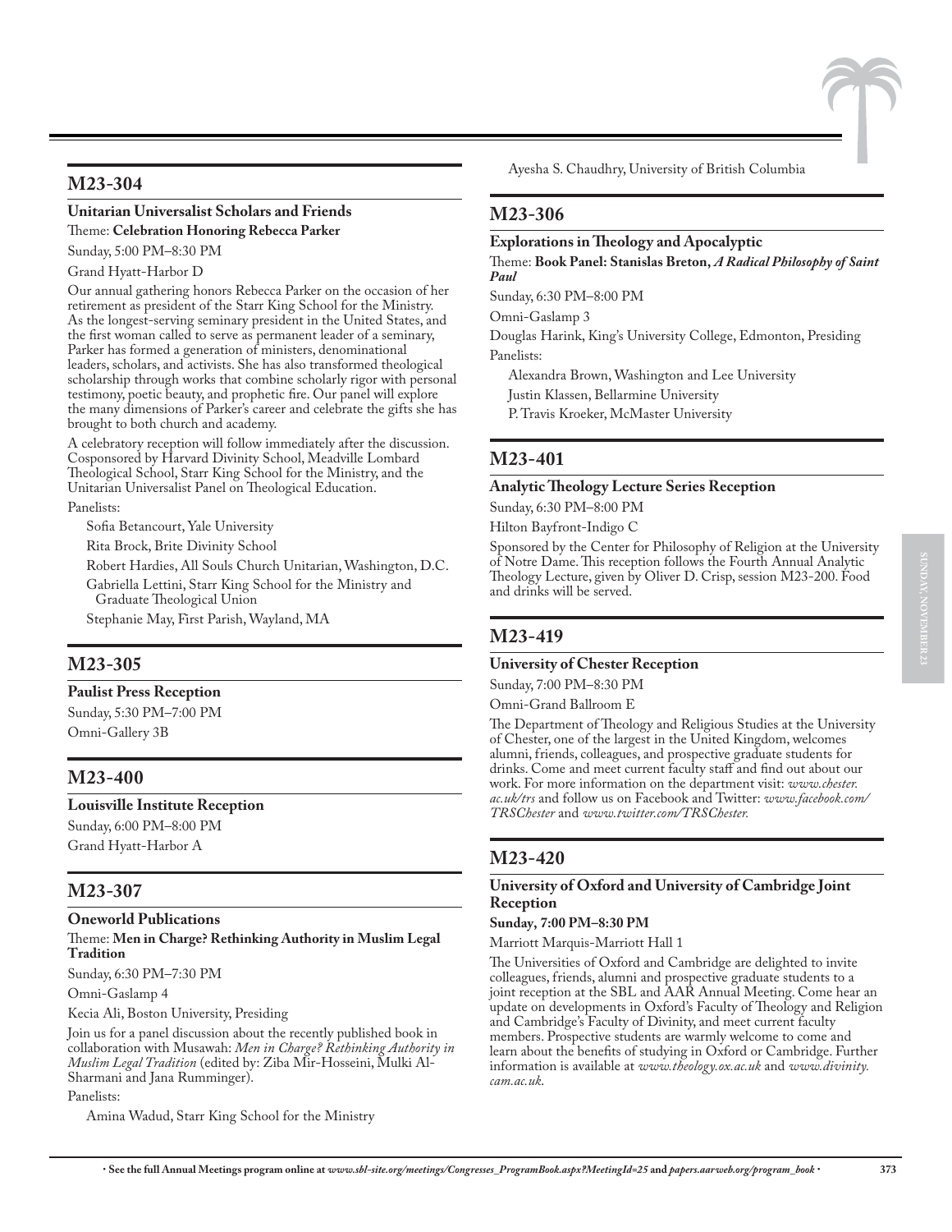## M23-304

**Unitarian Universalist Scholars and Friends**

Theme: **Celebration Honoring Rebecca Parker**

Sunday, 5:00 PM–8:30 PM

Grand Hyatt-Harbor D

Our annual gathering honors Rebecca Parker on the occasion of her retirement as president of the Starr King School for the Ministry. As the longest-serving seminary president in the United States, and the first woman called to serve as permanent leader of a seminary, Parker has formed a generation of ministers, denominational leaders, scholars, and activists. She has also transformed theological scholarship through works that combine scholarly rigor with personal testimony, poetic beauty, and prophetic fire. Our panel will explore the many dimensions of Parker's career and celebrate the gifts she has brought to both church and academy.

A celebratory reception will follow immediately after the discussion. Cosponsored by Harvard Divinity School, Meadville Lombard Theological School, Starr King School for the Ministry, and the Unitarian Universalist Panel on Theological Education.

Panelists:

Sofia Betancourt, Yale University

Rita Brock, Brite Divinity School

Robert Hardies, All Souls Church Unitarian, Washington, D.C.

Gabriella Lettini, Starr King School for the Ministry and Graduate Theological Union

Stephanie May, First Parish, Wayland, MA

## M23-305

**Paulist Press Reception**

Sunday, 5:30 PM–7:00 PM

Omni-Gallery 3B

## M23-400

**Louisville Institute Reception**

Sunday, 6:00 PM–8:00 PM

Grand Hyatt-Harbor A

## M23-307

**Oneworld Publications**

Theme: **Men in Charge? Rethinking Authority in Muslim Legal Tradition**

Sunday, 6:30 PM–7:30 PM

Omni-Gaslamp 4

Kecia Ali, Boston University, Presiding

Join us for a panel discussion about the recently published book in collaboration with Musawah: *Men in Charge? Rethinking Authority in Muslim Legal Tradition* (edited by: Ziba Mir-Hosseini, Mulki Al-Sharmani and Jana Rumminger).

Panelists:

Amina Wadud, Starr King School for the Ministry

Ayesha S. Chaudhry, University of British Columbia

## M23-306

**Explorations in Theology and Apocalyptic**

Theme: **Book Panel: Stanislas Breton, *A Radical Philosophy of Saint Paul***

Sunday, 6:30 PM–8:00 PM

Omni-Gaslamp 3

Douglas Harink, King's University College, Edmonton, Presiding

Panelists:

Alexandra Brown, Washington and Lee University

Justin Klassen, Bellarmine University

P. Travis Kroeker, McMaster University

## M23-401

**Analytic Theology Lecture Series Reception**

Sunday, 6:30 PM–8:00 PM

Hilton Bayfront-Indigo C

Sponsored by the Center for Philosophy of Religion at the University of Notre Dame. This reception follows the Fourth Annual Analytic Theology Lecture, given by Oliver D. Crisp, session M23-200. Food and drinks will be served.

## M23-419

**University of Chester Reception**

Sunday, 7:00 PM–8:30 PM

Omni-Grand Ballroom E

The Department of Theology and Religious Studies at the University of Chester, one of the largest in the United Kingdom, welcomes alumni, friends, colleagues, and prospective graduate students for drinks. Come and meet current faculty staff and find out about our work. For more information on the department visit: *www.chester.ac.uk/trs* and follow us on Facebook and Twitter: *www.facebook.com/TRSChester* and *www.twitter.com/TRSChester.*

## M23-420

**University of Oxford and University of Cambridge Joint Reception**

**Sunday, 7:00 PM–8:30 PM**

Marriott Marquis-Marriott Hall 1

The Universities of Oxford and Cambridge are delighted to invite colleagues, friends, alumni and prospective graduate students to a joint reception at the SBL and AAR Annual Meeting. Come hear an update on developments in Oxford's Faculty of Theology and Religion and Cambridge's Faculty of Divinity, and meet current faculty members. Prospective students are warmly welcome to come and learn about the benefits of studying in Oxford or Cambridge. Further information is available at *www.theology.ox.ac.uk* and *www.divinity.cam.ac.uk*.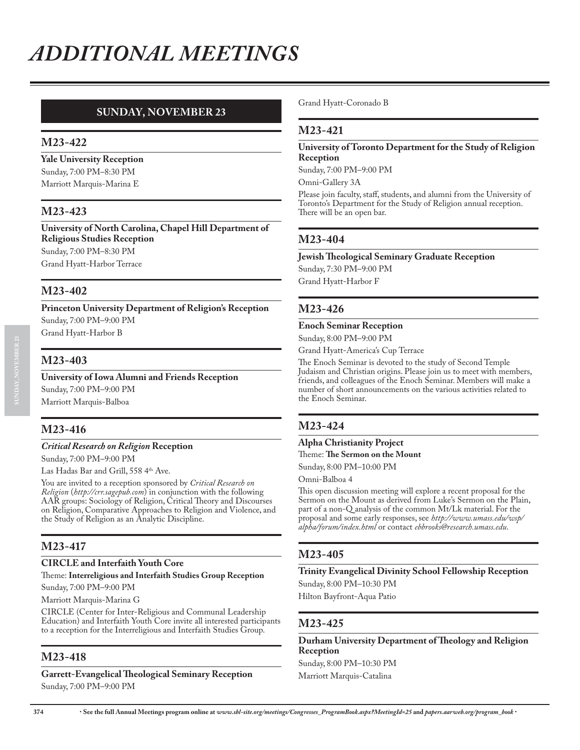# ADDITIONAL MEETINGS

## SUNDAY, NOVEMBER 23

### M23-422

**Yale University Reception**

Sunday, 7:00 PM–8:30 PM

Marriott Marquis-Marina E

### M23-423

**University of North Carolina, Chapel Hill Department of Religious Studies Reception**

Sunday, 7:00 PM–8:30 PM

Grand Hyatt-Harbor Terrace

### M23-402

**Princeton University Department of Religion's Reception**

Sunday, 7:00 PM–9:00 PM

Grand Hyatt-Harbor B

### M23-403

**University of Iowa Alumni and Friends Reception**

Sunday, 7:00 PM–9:00 PM

Marriott Marquis-Balboa

### M23-416

***Critical Research on Religion* Reception**

Sunday, 7:00 PM–9:00 PM

Las Hadas Bar and Grill, 558 4th Ave.

You are invited to a reception sponsored by *Critical Research on Religion* (*http://crr.sagepub.com*) in conjunction with the following AAR groups: Sociology of Religion, Critical Theory and Discourses on Religion, Comparative Approaches to Religion and Violence, and the Study of Religion as an Analytic Discipline.

### M23-417

**CIRCLE and Interfaith Youth Core**

Theme: **Interreligious and Interfaith Studies Group Reception**

Sunday, 7:00 PM–9:00 PM

Marriott Marquis-Marina G

CIRCLE (Center for Inter-Religious and Communal Leadership Education) and Interfaith Youth Core invite all interested participants to a reception for the Interreligious and Interfaith Studies Group.

### M23-418

**Garrett-Evangelical Theological Seminary Reception**

Sunday, 7:00 PM–9:00 PM

Grand Hyatt-Coronado B

### M23-421

**University of Toronto Department for the Study of Religion Reception**

Sunday, 7:00 PM–9:00 PM

Omni-Gallery 3A

Please join faculty, staff, students, and alumni from the University of Toronto's Department for the Study of Religion annual reception. There will be an open bar.

### M23-404

**Jewish Theological Seminary Graduate Reception**

Sunday, 7:30 PM–9:00 PM

Grand Hyatt-Harbor F

### M23-426

**Enoch Seminar Reception**

Sunday, 8:00 PM–9:00 PM

Grand Hyatt-America's Cup Terrace

The Enoch Seminar is devoted to the study of Second Temple Judaism and Christian origins. Please join us to meet with members, friends, and colleagues of the Enoch Seminar. Members will make a number of short announcements on the various activities related to the Enoch Seminar.

### M23-424

**Alpha Christianity Project**

Theme: **The Sermon on the Mount**

Sunday, 8:00 PM–10:00 PM

Omni-Balboa 4

This open discussion meeting will explore a recent proposal for the Sermon on the Mount as derived from Luke's Sermon on the Plain, part of a non-Q analysis of the common Mt/Lk material. For the proposal and some early responses, see *http://www.umass.edu/wsp/alpha/forum/index.html* or contact *ebbrooks@research.umass.edu*.

### M23-405

**Trinity Evangelical Divinity School Fellowship Reception**

Sunday, 8:00 PM–10:30 PM

Hilton Bayfront-Aqua Patio

### M23-425

**Durham University Department of Theology and Religion Reception**

Sunday, 8:00 PM–10:30 PM

Marriott Marquis-Catalina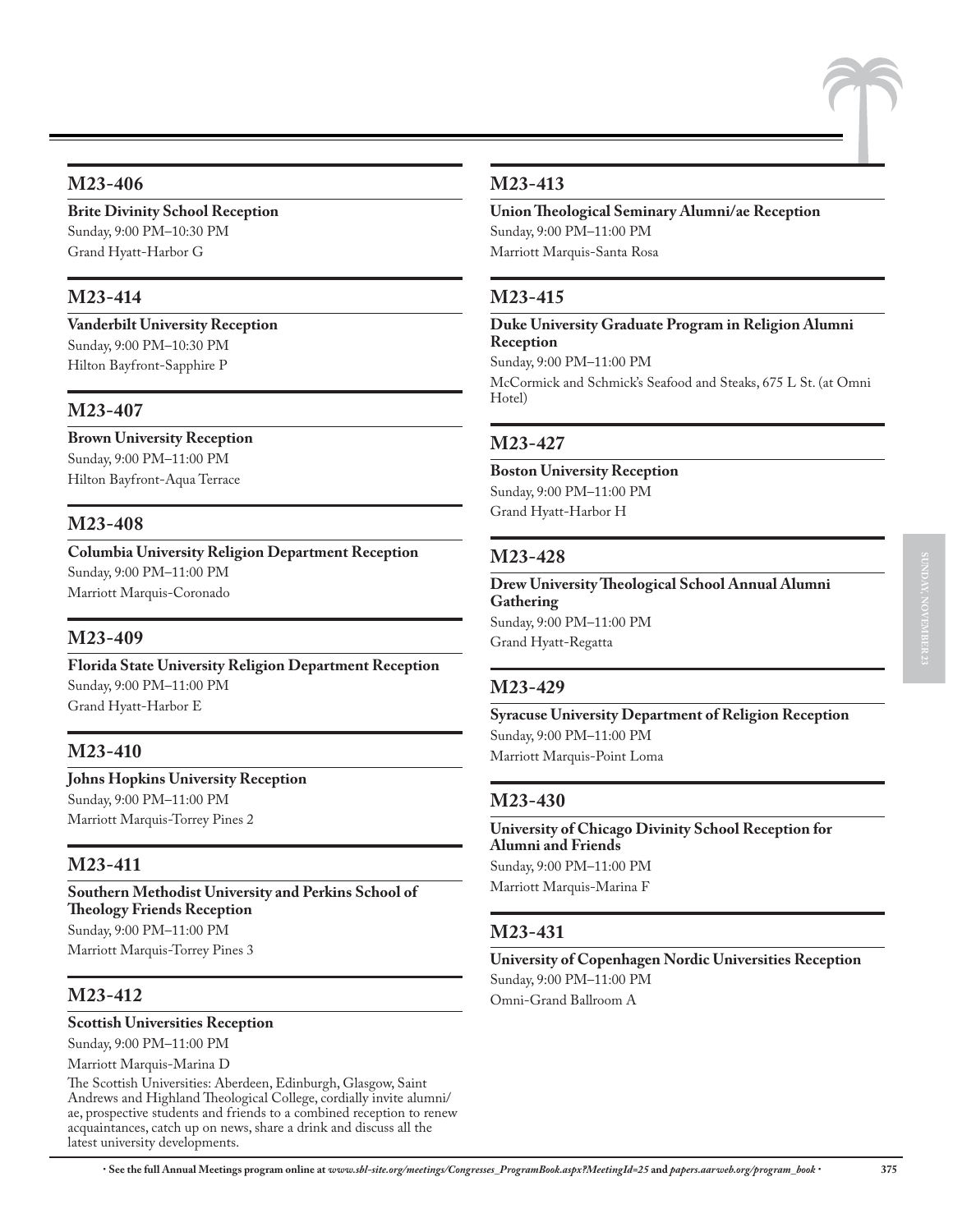## M23-406

**Brite Divinity School Reception**
Sunday, 9:00 PM–10:30 PM
Grand Hyatt-Harbor G

## M23-414

**Vanderbilt University Reception**
Sunday, 9:00 PM–10:30 PM
Hilton Bayfront-Sapphire P

## M23-407

**Brown University Reception**
Sunday, 9:00 PM–11:00 PM
Hilton Bayfront-Aqua Terrace

## M23-408

**Columbia University Religion Department Reception**
Sunday, 9:00 PM–11:00 PM
Marriott Marquis-Coronado

## M23-409

**Florida State University Religion Department Reception**
Sunday, 9:00 PM–11:00 PM
Grand Hyatt-Harbor E

## M23-410

**Johns Hopkins University Reception**
Sunday, 9:00 PM–11:00 PM
Marriott Marquis-Torrey Pines 2

## M23-411

**Southern Methodist University and Perkins School of Theology Friends Reception**
Sunday, 9:00 PM–11:00 PM
Marriott Marquis-Torrey Pines 3

## M23-412

**Scottish Universities Reception**
Sunday, 9:00 PM–11:00 PM
Marriott Marquis-Marina D

The Scottish Universities: Aberdeen, Edinburgh, Glasgow, Saint Andrews and Highland Theological College, cordially invite alumni/ae, prospective students and friends to a combined reception to renew acquaintances, catch up on news, share a drink and discuss all the latest university developments.

## M23-413

**Union Theological Seminary Alumni/ae Reception**
Sunday, 9:00 PM–11:00 PM
Marriott Marquis-Santa Rosa

## M23-415

**Duke University Graduate Program in Religion Alumni Reception**
Sunday, 9:00 PM–11:00 PM
McCormick and Schmick's Seafood and Steaks, 675 L St. (at Omni Hotel)

## M23-427

**Boston University Reception**
Sunday, 9:00 PM–11:00 PM
Grand Hyatt-Harbor H

## M23-428

**Drew University Theological School Annual Alumni Gathering**
Sunday, 9:00 PM–11:00 PM
Grand Hyatt-Regatta

## M23-429

**Syracuse University Department of Religion Reception**
Sunday, 9:00 PM–11:00 PM
Marriott Marquis-Point Loma

## M23-430

**University of Chicago Divinity School Reception for Alumni and Friends**
Sunday, 9:00 PM–11:00 PM
Marriott Marquis-Marina F

## M23-431

**University of Copenhagen Nordic Universities Reception**
Sunday, 9:00 PM–11:00 PM
Omni-Grand Ballroom A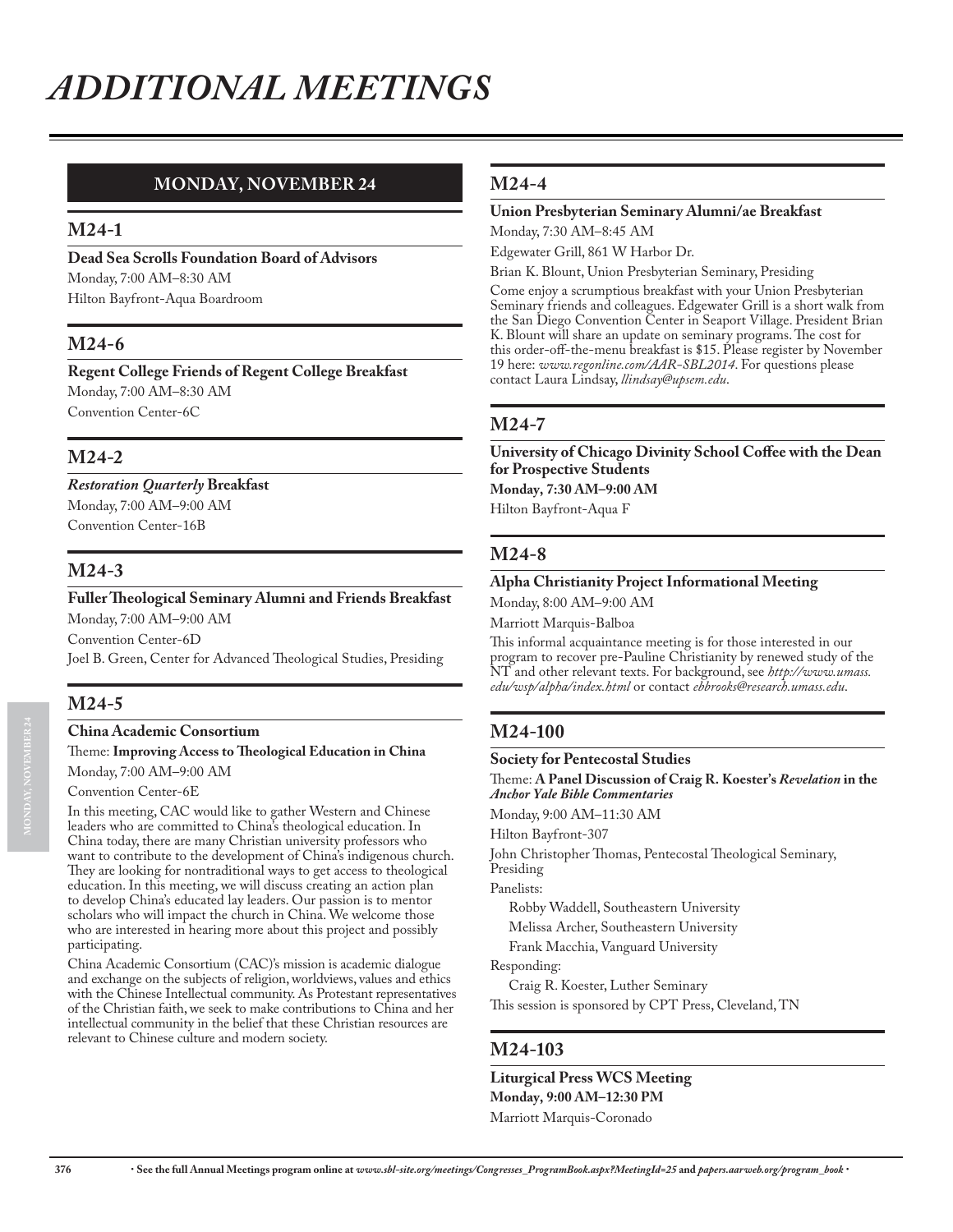# ADDITIONAL MEETINGS

## MONDAY, NOVEMBER 24

### M24-1

**Dead Sea Scrolls Foundation Board of Advisors**

Monday, 7:00 AM–8:30 AM

Hilton Bayfront-Aqua Boardroom

### M24-6

**Regent College Friends of Regent College Breakfast**

Monday, 7:00 AM–8:30 AM

Convention Center-6C

### M24-2

***Restoration Quarterly* Breakfast**

Monday, 7:00 AM–9:00 AM

Convention Center-16B

### M24-3

**Fuller Theological Seminary Alumni and Friends Breakfast**

Monday, 7:00 AM–9:00 AM

Convention Center-6D

Joel B. Green, Center for Advanced Theological Studies, Presiding

### M24-5

**China Academic Consortium**

Theme: **Improving Access to Theological Education in China**

Monday, 7:00 AM–9:00 AM

Convention Center-6E

In this meeting, CAC would like to gather Western and Chinese leaders who are committed to China's theological education. In China today, there are many Christian university professors who want to contribute to the development of China's indigenous church. They are looking for nontraditional ways to get access to theological education. In this meeting, we will discuss creating an action plan to develop China's educated lay leaders. Our passion is to mentor scholars who will impact the church in China. We welcome those who are interested in hearing more about this project and possibly participating.

China Academic Consortium (CAC)'s mission is academic dialogue and exchange on the subjects of religion, worldviews, values and ethics with the Chinese Intellectual community. As Protestant representatives of the Christian faith, we seek to make contributions to China and her intellectual community in the belief that these Christian resources are relevant to Chinese culture and modern society.

### M24-4

**Union Presbyterian Seminary Alumni/ae Breakfast**

Monday, 7:30 AM–8:45 AM

Edgewater Grill, 861 W Harbor Dr.

Brian K. Blount, Union Presbyterian Seminary, Presiding

Come enjoy a scrumptious breakfast with your Union Presbyterian Seminary friends and colleagues. Edgewater Grill is a short walk from the San Diego Convention Center in Seaport Village. President Brian K. Blount will share an update on seminary programs. The cost for this order-off-the-menu breakfast is $15. Please register by November 19 here: *www.regonline.com/AAR-SBL2014*. For questions please contact Laura Lindsay, *llindsay@upsem.edu*.

### M24-7

**University of Chicago Divinity School Coffee with the Dean for Prospective Students**

**Monday, 7:30 AM–9:00 AM**

Hilton Bayfront-Aqua F

### M24-8

**Alpha Christianity Project Informational Meeting**

Monday, 8:00 AM–9:00 AM

Marriott Marquis-Balboa

This informal acquaintance meeting is for those interested in our program to recover pre-Pauline Christianity by renewed study of the NT and other relevant texts. For background, see *http://www.umass.edu/wsp/alpha/index.html* or contact *ebbrooks@research.umass.edu*.

### M24-100

**Society for Pentecostal Studies**

Theme: **A Panel Discussion of Craig R. Koester's *Revelation* in the *Anchor Yale Bible Commentaries***

Monday, 9:00 AM–11:30 AM

Hilton Bayfront-307

John Christopher Thomas, Pentecostal Theological Seminary, Presiding

Panelists:

Robby Waddell, Southeastern University

Melissa Archer, Southeastern University

Frank Macchia, Vanguard University

Responding:

Craig R. Koester, Luther Seminary

This session is sponsored by CPT Press, Cleveland, TN

### M24-103

**Liturgical Press WCS Meeting**

**Monday, 9:00 AM–12:30 PM**

Marriott Marquis-Coronado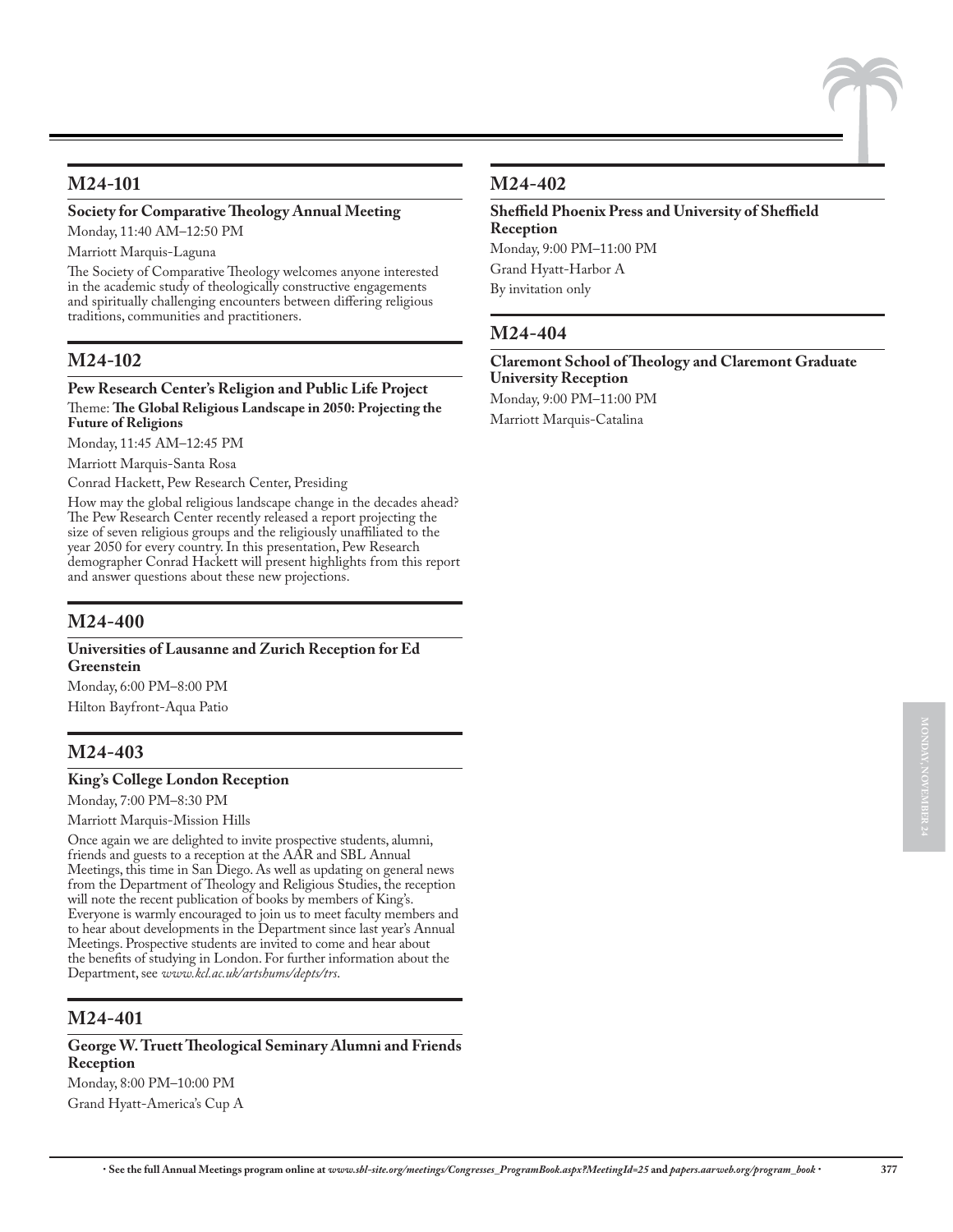## M24-101

**Society for Comparative Theology Annual Meeting**

Monday, 11:40 AM–12:50 PM

Marriott Marquis-Laguna

The Society of Comparative Theology welcomes anyone interested in the academic study of theologically constructive engagements and spiritually challenging encounters between differing religious traditions, communities and practitioners.

## M24-102

**Pew Research Center's Religion and Public Life Project**

Theme: **The Global Religious Landscape in 2050: Projecting the Future of Religions**

Monday, 11:45 AM–12:45 PM

Marriott Marquis-Santa Rosa

Conrad Hackett, Pew Research Center, Presiding

How may the global religious landscape change in the decades ahead? The Pew Research Center recently released a report projecting the size of seven religious groups and the religiously unaffiliated to the year 2050 for every country. In this presentation, Pew Research demographer Conrad Hackett will present highlights from this report and answer questions about these new projections.

## M24-400

**Universities of Lausanne and Zurich Reception for Ed Greenstein**

Monday, 6:00 PM–8:00 PM

Hilton Bayfront-Aqua Patio

## M24-403

**King's College London Reception**

Monday, 7:00 PM–8:30 PM

Marriott Marquis-Mission Hills

Once again we are delighted to invite prospective students, alumni, friends and guests to a reception at the AAR and SBL Annual Meetings, this time in San Diego. As well as updating on general news from the Department of Theology and Religious Studies, the reception will note the recent publication of books by members of King's. Everyone is warmly encouraged to join us to meet faculty members and to hear about developments in the Department since last year's Annual Meetings. Prospective students are invited to come and hear about the benefits of studying in London. For further information about the Department, see *www.kcl.ac.uk/artshums/depts/trs*.

## M24-401

**George W. Truett Theological Seminary Alumni and Friends Reception**

Monday, 8:00 PM–10:00 PM

Grand Hyatt-America's Cup A

## M24-402

**Sheffield Phoenix Press and University of Sheffield Reception**

Monday, 9:00 PM–11:00 PM

Grand Hyatt-Harbor A

By invitation only

## M24-404

**Claremont School of Theology and Claremont Graduate University Reception**

Monday, 9:00 PM–11:00 PM

Marriott Marquis-Catalina